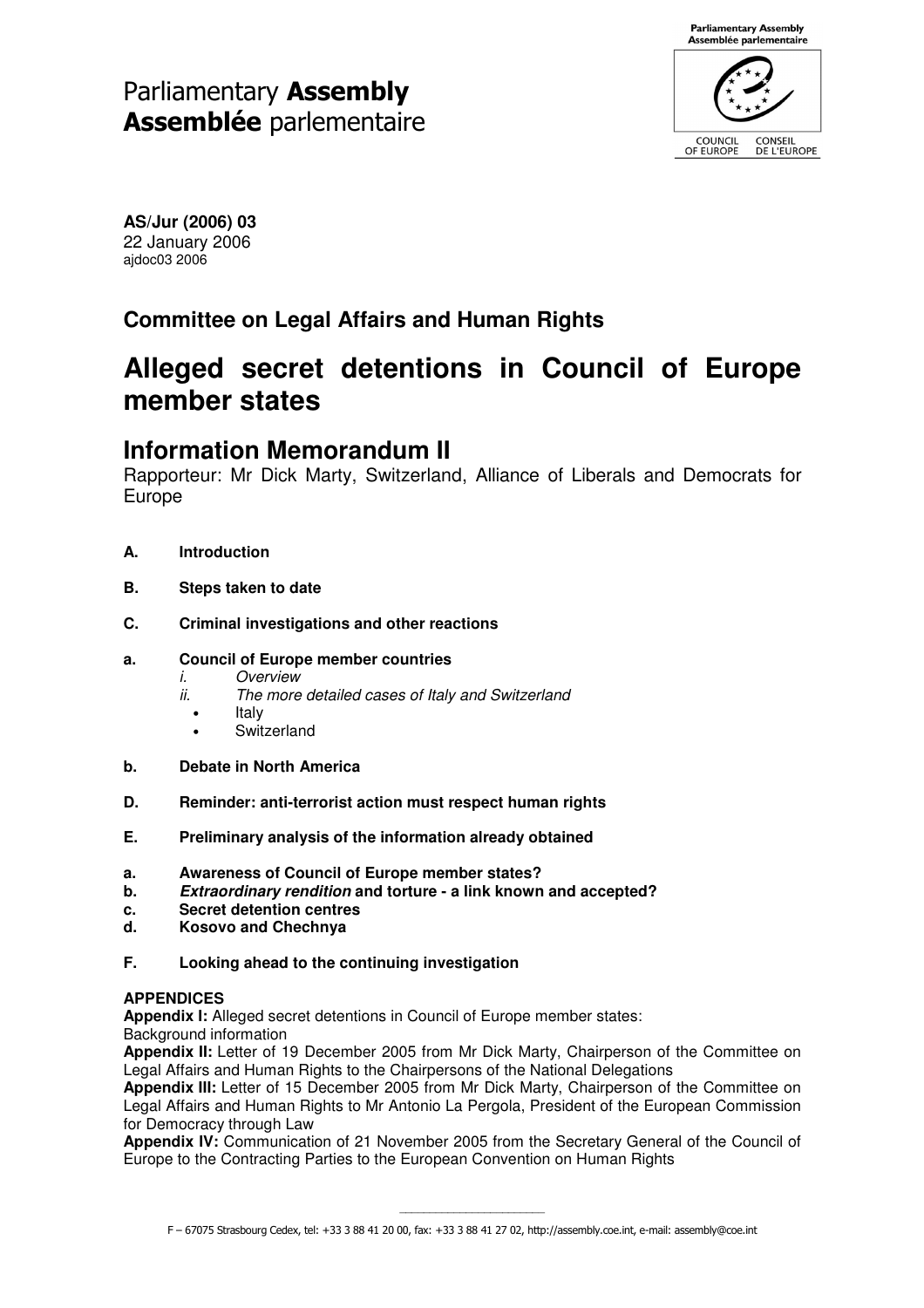# Parliamentary **Assembly**
# **Assemblée** parlementaire

**AS/Jur (2006) 03**
22 January 2006
ajdoc03 2006

## Committee on Legal Affairs and Human Rights

# Alleged secret detentions in Council of Europe member states

## Information Memorandum II

Rapporteur: Mr Dick Marty, Switzerland, Alliance of Liberals and Democrats for Europe

**A. Introduction**

**B. Steps taken to date**

**C. Criminal investigations and other reactions**

**a. Council of Europe member countries**
- *i. Overview*
- *ii. The more detailed cases of Italy and Switzerland*
  - Italy
  - Switzerland

**b. Debate in North America**

**D. Reminder: anti-terrorist action must respect human rights**

**E. Preliminary analysis of the information already obtained**

**a. Awareness of Council of Europe member states?**
**b. *Extraordinary rendition* and torture - a link known and accepted?**
**c. Secret detention centres**
**d. Kosovo and Chechnya**

**F. Looking ahead to the continuing investigation**

**APPENDICES**

**Appendix I:** Alleged secret detentions in Council of Europe member states: Background information

**Appendix II:** Letter of 19 December 2005 from Mr Dick Marty, Chairperson of the Committee on Legal Affairs and Human Rights to the Chairpersons of the National Delegations

**Appendix III:** Letter of 15 December 2005 from Mr Dick Marty, Chairperson of the Committee on Legal Affairs and Human Rights to Mr Antonio La Pergola, President of the European Commission for Democracy through Law

**Appendix IV:** Communication of 21 November 2005 from the Secretary General of the Council of Europe to the Contracting Parties to the European Convention on Human Rights

F – 67075 Strasbourg Cedex, tel: +33 3 88 41 20 00, fax: +33 3 88 41 27 02, http://assembly.coe.int, e-mail: assembly@coe.int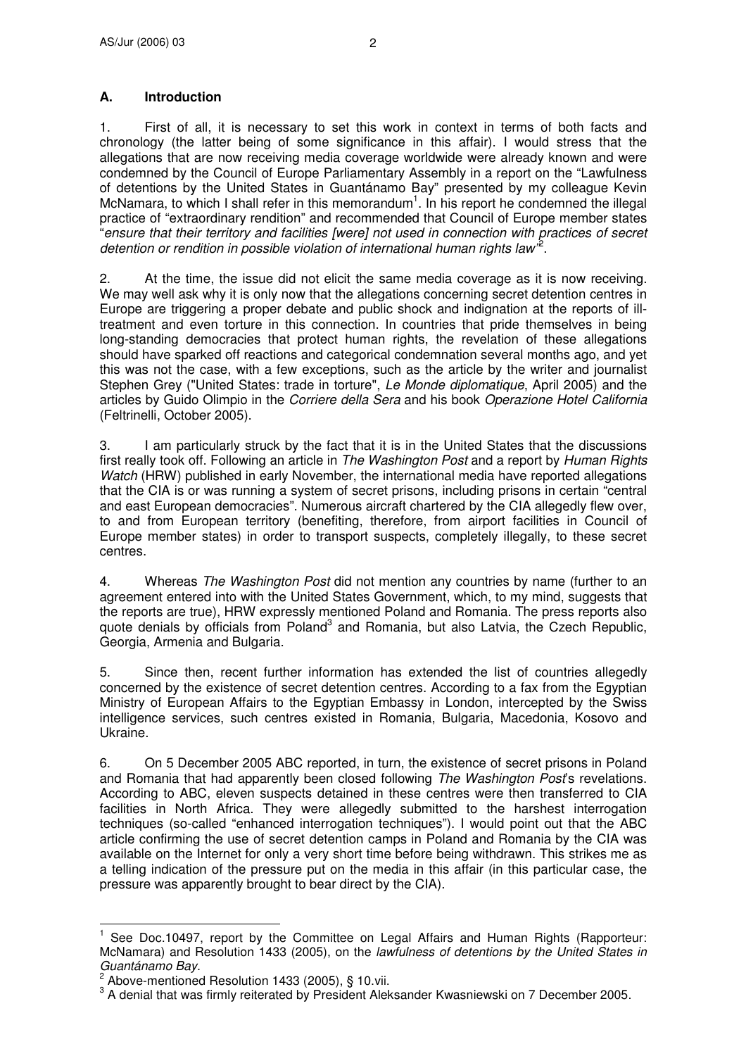## A. Introduction

1. First of all, it is necessary to set this work in context in terms of both facts and chronology (the latter being of some significance in this affair). I would stress that the allegations that are now receiving media coverage worldwide were already known and were condemned by the Council of Europe Parliamentary Assembly in a report on the "Lawfulness of detentions by the United States in Guantánamo Bay" presented by my colleague Kevin McNamara, to which I shall refer in this memorandum[1]. In his report he condemned the illegal practice of "extraordinary rendition" and recommended that Council of Europe member states "*ensure that their territory and facilities [were] not used in connection with practices of secret detention or rendition in possible violation of international human rights law*"[2].

2. At the time, the issue did not elicit the same media coverage as it is now receiving. We may well ask why it is only now that the allegations concerning secret detention centres in Europe are triggering a proper debate and public shock and indignation at the reports of ill-treatment and even torture in this connection. In countries that pride themselves in being long-standing democracies that protect human rights, the revelation of these allegations should have sparked off reactions and categorical condemnation several months ago, and yet this was not the case, with a few exceptions, such as the article by the writer and journalist Stephen Grey ("United States: trade in torture", *Le Monde diplomatique*, April 2005) and the articles by Guido Olimpio in the *Corriere della Sera* and his book *Operazione Hotel California* (Feltrinelli, October 2005).

3. I am particularly struck by the fact that it is in the United States that the discussions first really took off. Following an article in *The Washington Post* and a report by *Human Rights Watch* (HRW) published in early November, the international media have reported allegations that the CIA is or was running a system of secret prisons, including prisons in certain "central and east European democracies". Numerous aircraft chartered by the CIA allegedly flew over, to and from European territory (benefiting, therefore, from airport facilities in Council of Europe member states) in order to transport suspects, completely illegally, to these secret centres.

4. Whereas *The Washington Post* did not mention any countries by name (further to an agreement entered into with the United States Government, which, to my mind, suggests that the reports are true), HRW expressly mentioned Poland and Romania. The press reports also quote denials by officials from Poland[3] and Romania, but also Latvia, the Czech Republic, Georgia, Armenia and Bulgaria.

5. Since then, recent further information has extended the list of countries allegedly concerned by the existence of secret detention centres. According to a fax from the Egyptian Ministry of European Affairs to the Egyptian Embassy in London, intercepted by the Swiss intelligence services, such centres existed in Romania, Bulgaria, Macedonia, Kosovo and Ukraine.

6. On 5 December 2005 ABC reported, in turn, the existence of secret prisons in Poland and Romania that had apparently been closed following *The Washington Post*'s revelations. According to ABC, eleven suspects detained in these centres were then transferred to CIA facilities in North Africa. They were allegedly submitted to the harshest interrogation techniques (so-called "enhanced interrogation techniques"). I would point out that the ABC article confirming the use of secret detention camps in Poland and Romania by the CIA was available on the Internet for only a very short time before being withdrawn. This strikes me as a telling indication of the pressure put on the media in this affair (in this particular case, the pressure was apparently brought to bear direct by the CIA).

---

[1] See Doc.10497, report by the Committee on Legal Affairs and Human Rights (Rapporteur: McNamara) and Resolution 1433 (2005), on the *lawfulness of detentions by the United States in Guantánamo Bay*.

[2] Above-mentioned Resolution 1433 (2005), § 10.vii.

[3] A denial that was firmly reiterated by President Aleksander Kwasniewski on 7 December 2005.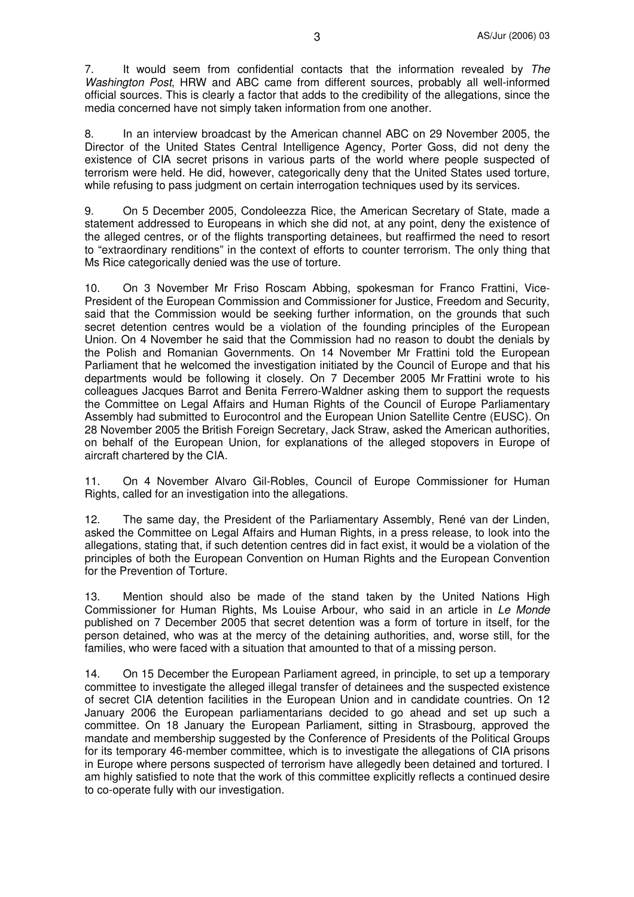7. It would seem from confidential contacts that the information revealed by *The Washington Post*, HRW and ABC came from different sources, probably all well-informed official sources. This is clearly a factor that adds to the credibility of the allegations, since the media concerned have not simply taken information from one another.

8. In an interview broadcast by the American channel ABC on 29 November 2005, the Director of the United States Central Intelligence Agency, Porter Goss, did not deny the existence of CIA secret prisons in various parts of the world where people suspected of terrorism were held. He did, however, categorically deny that the United States used torture, while refusing to pass judgment on certain interrogation techniques used by its services.

9. On 5 December 2005, Condoleezza Rice, the American Secretary of State, made a statement addressed to Europeans in which she did not, at any point, deny the existence of the alleged centres, or of the flights transporting detainees, but reaffirmed the need to resort to "extraordinary renditions" in the context of efforts to counter terrorism. The only thing that Ms Rice categorically denied was the use of torture.

10. On 3 November Mr Friso Roscam Abbing, spokesman for Franco Frattini, Vice-President of the European Commission and Commissioner for Justice, Freedom and Security, said that the Commission would be seeking further information, on the grounds that such secret detention centres would be a violation of the founding principles of the European Union. On 4 November he said that the Commission had no reason to doubt the denials by the Polish and Romanian Governments. On 14 November Mr Frattini told the European Parliament that he welcomed the investigation initiated by the Council of Europe and that his departments would be following it closely. On 7 December 2005 Mr Frattini wrote to his colleagues Jacques Barrot and Benita Ferrero-Waldner asking them to support the requests the Committee on Legal Affairs and Human Rights of the Council of Europe Parliamentary Assembly had submitted to Eurocontrol and the European Union Satellite Centre (EUSC). On 28 November 2005 the British Foreign Secretary, Jack Straw, asked the American authorities, on behalf of the European Union, for explanations of the alleged stopovers in Europe of aircraft chartered by the CIA.

11. On 4 November Alvaro Gil-Robles, Council of Europe Commissioner for Human Rights, called for an investigation into the allegations.

12. The same day, the President of the Parliamentary Assembly, René van der Linden, asked the Committee on Legal Affairs and Human Rights, in a press release, to look into the allegations, stating that, if such detention centres did in fact exist, it would be a violation of the principles of both the European Convention on Human Rights and the European Convention for the Prevention of Torture.

13. Mention should also be made of the stand taken by the United Nations High Commissioner for Human Rights, Ms Louise Arbour, who said in an article in *Le Monde* published on 7 December 2005 that secret detention was a form of torture in itself, for the person detained, who was at the mercy of the detaining authorities, and, worse still, for the families, who were faced with a situation that amounted to that of a missing person.

14. On 15 December the European Parliament agreed, in principle, to set up a temporary committee to investigate the alleged illegal transfer of detainees and the suspected existence of secret CIA detention facilities in the European Union and in candidate countries. On 12 January 2006 the European parliamentarians decided to go ahead and set up such a committee. On 18 January the European Parliament, sitting in Strasbourg, approved the mandate and membership suggested by the Conference of Presidents of the Political Groups for its temporary 46-member committee, which is to investigate the allegations of CIA prisons in Europe where persons suspected of terrorism have allegedly been detained and tortured. I am highly satisfied to note that the work of this committee explicitly reflects a continued desire to co-operate fully with our investigation.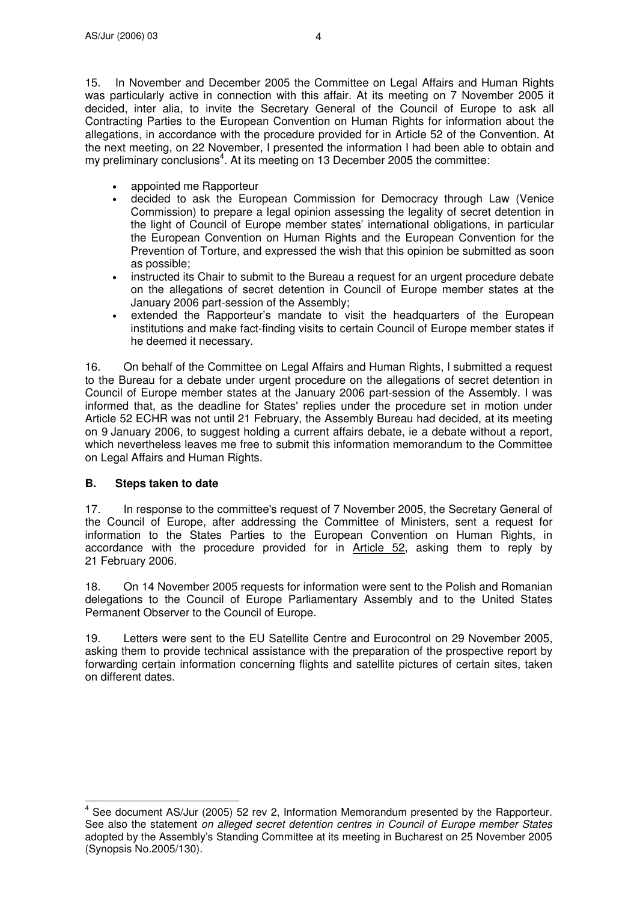15. In November and December 2005 the Committee on Legal Affairs and Human Rights was particularly active in connection with this affair. At its meeting on 7 November 2005 it decided, inter alia, to invite the Secretary General of the Council of Europe to ask all Contracting Parties to the European Convention on Human Rights for information about the allegations, in accordance with the procedure provided for in Article 52 of the Convention. At the next meeting, on 22 November, I presented the information I had been able to obtain and my preliminary conclusions[4]. At its meeting on 13 December 2005 the committee:

- appointed me Rapporteur
- decided to ask the European Commission for Democracy through Law (Venice Commission) to prepare a legal opinion assessing the legality of secret detention in the light of Council of Europe member states' international obligations, in particular the European Convention on Human Rights and the European Convention for the Prevention of Torture, and expressed the wish that this opinion be submitted as soon as possible;
- instructed its Chair to submit to the Bureau a request for an urgent procedure debate on the allegations of secret detention in Council of Europe member states at the January 2006 part-session of the Assembly;
- extended the Rapporteur's mandate to visit the headquarters of the European institutions and make fact-finding visits to certain Council of Europe member states if he deemed it necessary.

16. On behalf of the Committee on Legal Affairs and Human Rights, I submitted a request to the Bureau for a debate under urgent procedure on the allegations of secret detention in Council of Europe member states at the January 2006 part-session of the Assembly. I was informed that, as the deadline for States' replies under the procedure set in motion under Article 52 ECHR was not until 21 February, the Assembly Bureau had decided, at its meeting on 9 January 2006, to suggest holding a current affairs debate, ie a debate without a report, which nevertheless leaves me free to submit this information memorandum to the Committee on Legal Affairs and Human Rights.

## B. Steps taken to date

17. In response to the committee's request of 7 November 2005, the Secretary General of the Council of Europe, after addressing the Committee of Ministers, sent a request for information to the States Parties to the European Convention on Human Rights, in accordance with the procedure provided for in Article 52, asking them to reply by 21 February 2006.

18. On 14 November 2005 requests for information were sent to the Polish and Romanian delegations to the Council of Europe Parliamentary Assembly and to the United States Permanent Observer to the Council of Europe.

19. Letters were sent to the EU Satellite Centre and Eurocontrol on 29 November 2005, asking them to provide technical assistance with the preparation of the prospective report by forwarding certain information concerning flights and satellite pictures of certain sites, taken on different dates.

---

[4] See document AS/Jur (2005) 52 rev 2, Information Memorandum presented by the Rapporteur. See also the statement *on alleged secret detention centres in Council of Europe member States* adopted by the Assembly's Standing Committee at its meeting in Bucharest on 25 November 2005 (Synopsis No.2005/130).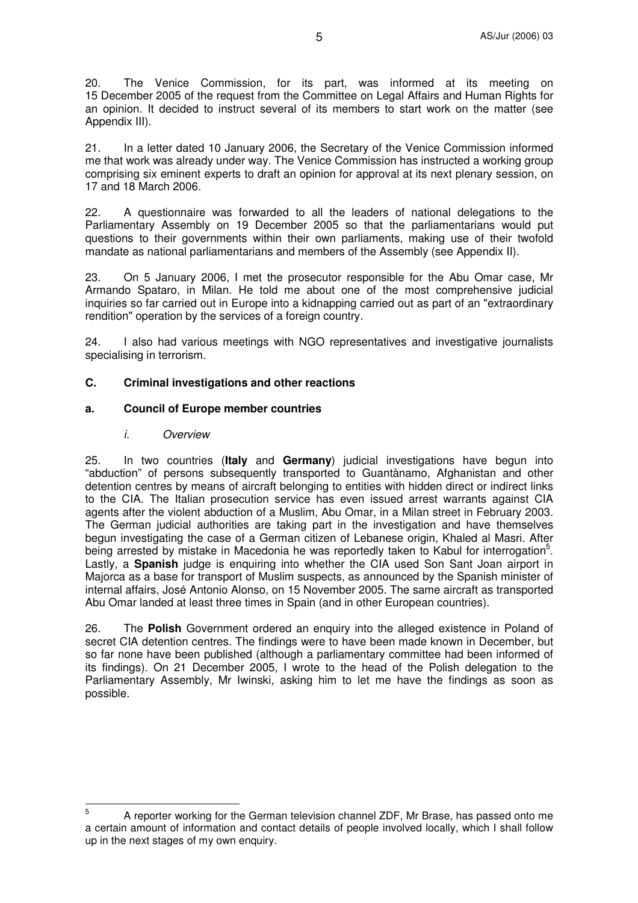20. The Venice Commission, for its part, was informed at its meeting on 15 December 2005 of the request from the Committee on Legal Affairs and Human Rights for an opinion. It decided to instruct several of its members to start work on the matter (see Appendix III).

21. In a letter dated 10 January 2006, the Secretary of the Venice Commission informed me that work was already under way. The Venice Commission has instructed a working group comprising six eminent experts to draft an opinion for approval at its next plenary session, on 17 and 18 March 2006.

22. A questionnaire was forwarded to all the leaders of national delegations to the Parliamentary Assembly on 19 December 2005 so that the parliamentarians would put questions to their governments within their own parliaments, making use of their twofold mandate as national parliamentarians and members of the Assembly (see Appendix II).

23. On 5 January 2006, I met the prosecutor responsible for the Abu Omar case, Mr Armando Spataro, in Milan. He told me about one of the most comprehensive judicial inquiries so far carried out in Europe into a kidnapping carried out as part of an "extraordinary rendition" operation by the services of a foreign country.

24. I also had various meetings with NGO representatives and investigative journalists specialising in terrorism.

### C. Criminal investigations and other reactions

#### a. Council of Europe member countries

*i. Overview*

25. In two countries (**Italy** and **Germany**) judicial investigations have begun into "abduction" of persons subsequently transported to Guantànamo, Afghanistan and other detention centres by means of aircraft belonging to entities with hidden direct or indirect links to the CIA. The Italian prosecution service has even issued arrest warrants against CIA agents after the violent abduction of a Muslim, Abu Omar, in a Milan street in February 2003. The German judicial authorities are taking part in the investigation and have themselves begun investigating the case of a German citizen of Lebanese origin, Khaled al Masri. After being arrested by mistake in Macedonia he was reportedly taken to Kabul for interrogation[5]. Lastly, a **Spanish** judge is enquiring into whether the CIA used Son Sant Joan airport in Majorca as a base for transport of Muslim suspects, as announced by the Spanish minister of internal affairs, José Antonio Alonso, on 15 November 2005. The same aircraft as transported Abu Omar landed at least three times in Spain (and in other European countries).

26. The **Polish** Government ordered an enquiry into the alleged existence in Poland of secret CIA detention centres. The findings were to have been made known in December, but so far none have been published (although a parliamentary committee had been informed of its findings). On 21 December 2005, I wrote to the head of the Polish delegation to the Parliamentary Assembly, Mr Iwinski, asking him to let me have the findings as soon as possible.

---

[5] A reporter working for the German television channel ZDF, Mr Brase, has passed onto me a certain amount of information and contact details of people involved locally, which I shall follow up in the next stages of my own enquiry.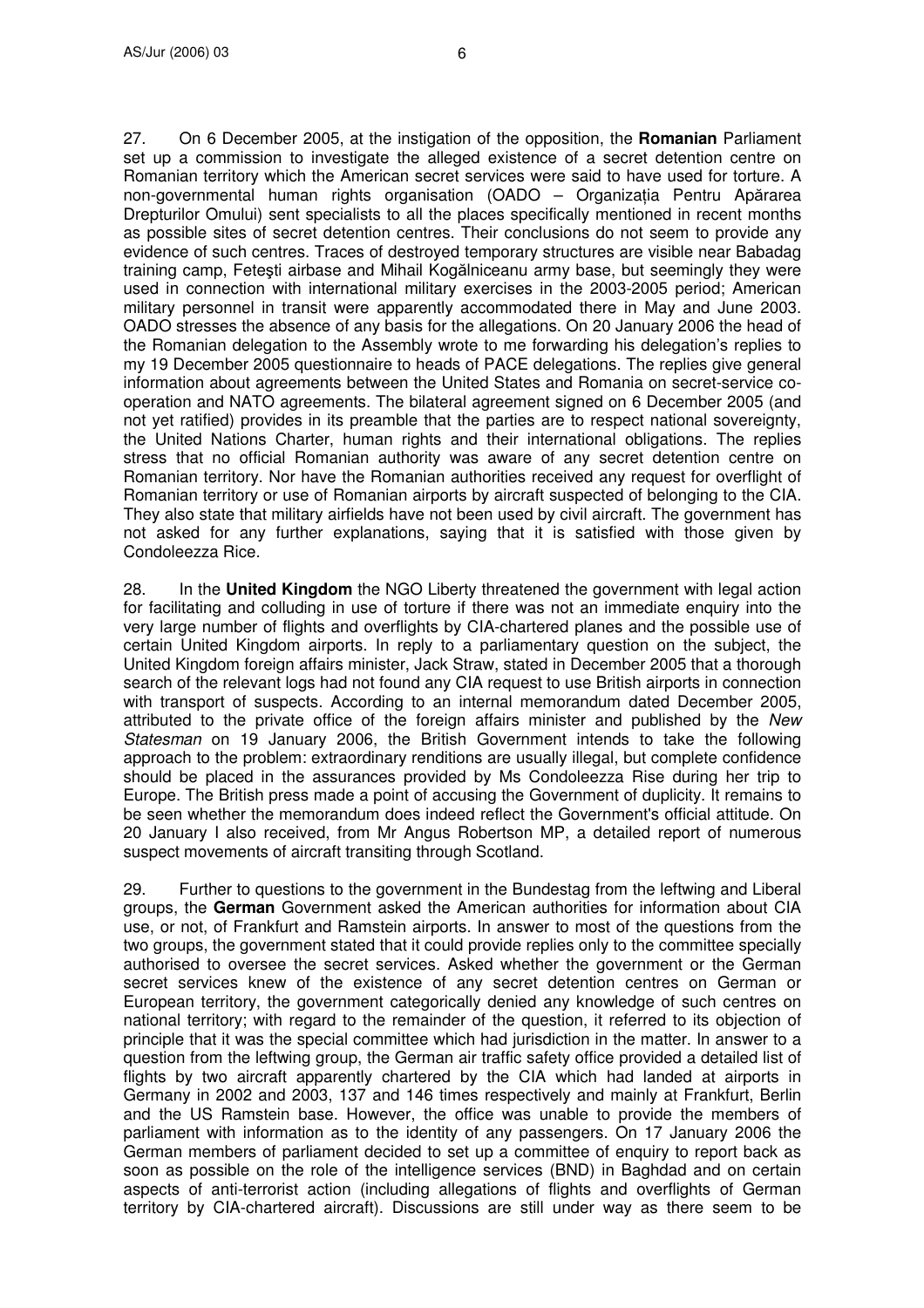27. On 6 December 2005, at the instigation of the opposition, the **Romanian** Parliament set up a commission to investigate the alleged existence of a secret detention centre on Romanian territory which the American secret services were said to have used for torture. A non-governmental human rights organisation (OADO – Organizația Pentru Apărarea Drepturilor Omului) sent specialists to all the places specifically mentioned in recent months as possible sites of secret detention centres. Their conclusions do not seem to provide any evidence of such centres. Traces of destroyed temporary structures are visible near Babadag training camp, Feteşti airbase and Mihail Kogălniceanu army base, but seemingly they were used in connection with international military exercises in the 2003-2005 period; American military personnel in transit were apparently accommodated there in May and June 2003. OADO stresses the absence of any basis for the allegations. On 20 January 2006 the head of the Romanian delegation to the Assembly wrote to me forwarding his delegation's replies to my 19 December 2005 questionnaire to heads of PACE delegations. The replies give general information about agreements between the United States and Romania on secret-service co-operation and NATO agreements. The bilateral agreement signed on 6 December 2005 (and not yet ratified) provides in its preamble that the parties are to respect national sovereignty, the United Nations Charter, human rights and their international obligations. The replies stress that no official Romanian authority was aware of any secret detention centre on Romanian territory. Nor have the Romanian authorities received any request for overflight of Romanian territory or use of Romanian airports by aircraft suspected of belonging to the CIA. They also state that military airfields have not been used by civil aircraft. The government has not asked for any further explanations, saying that it is satisfied with those given by Condoleezza Rice.

28. In the **United Kingdom** the NGO Liberty threatened the government with legal action for facilitating and colluding in use of torture if there was not an immediate enquiry into the very large number of flights and overflights by CIA-chartered planes and the possible use of certain United Kingdom airports. In reply to a parliamentary question on the subject, the United Kingdom foreign affairs minister, Jack Straw, stated in December 2005 that a thorough search of the relevant logs had not found any CIA request to use British airports in connection with transport of suspects. According to an internal memorandum dated December 2005, attributed to the private office of the foreign affairs minister and published by the *New Statesman* on 19 January 2006, the British Government intends to take the following approach to the problem: extraordinary renditions are usually illegal, but complete confidence should be placed in the assurances provided by Ms Condoleezza Rise during her trip to Europe. The British press made a point of accusing the Government of duplicity. It remains to be seen whether the memorandum does indeed reflect the Government's official attitude. On 20 January I also received, from Mr Angus Robertson MP, a detailed report of numerous suspect movements of aircraft transiting through Scotland.

29. Further to questions to the government in the Bundestag from the leftwing and Liberal groups, the **German** Government asked the American authorities for information about CIA use, or not, of Frankfurt and Ramstein airports. In answer to most of the questions from the two groups, the government stated that it could provide replies only to the committee specially authorised to oversee the secret services. Asked whether the government or the German secret services knew of the existence of any secret detention centres on German or European territory, the government categorically denied any knowledge of such centres on national territory; with regard to the remainder of the question, it referred to its objection of principle that it was the special committee which had jurisdiction in the matter. In answer to a question from the leftwing group, the German air traffic safety office provided a detailed list of flights by two aircraft apparently chartered by the CIA which had landed at airports in Germany in 2002 and 2003, 137 and 146 times respectively and mainly at Frankfurt, Berlin and the US Ramstein base. However, the office was unable to provide the members of parliament with information as to the identity of any passengers. On 17 January 2006 the German members of parliament decided to set up a committee of enquiry to report back as soon as possible on the role of the intelligence services (BND) in Baghdad and on certain aspects of anti-terrorist action (including allegations of flights and overflights of German territory by CIA-chartered aircraft). Discussions are still under way as there seem to be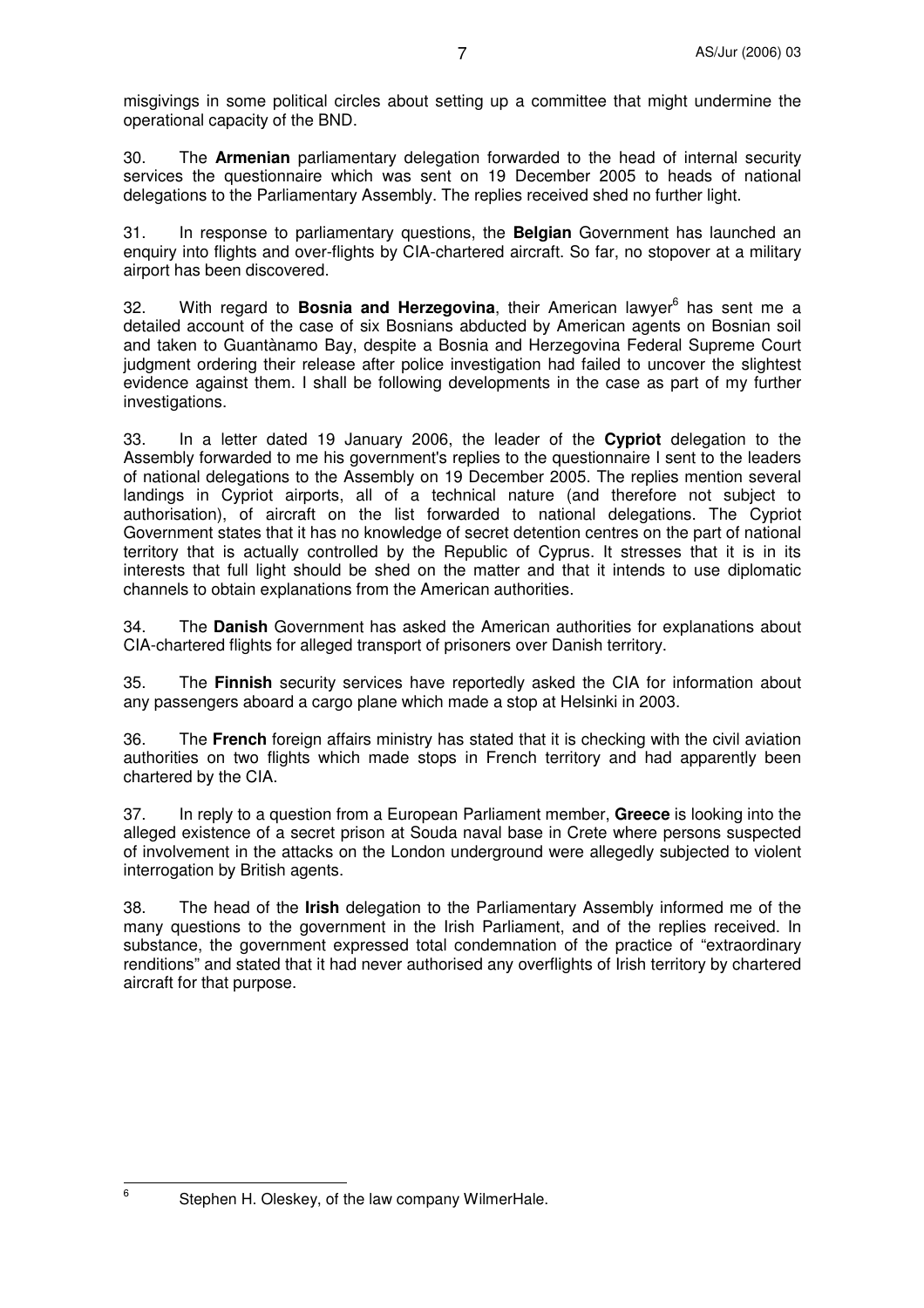misgivings in some political circles about setting up a committee that might undermine the operational capacity of the BND.

30. The **Armenian** parliamentary delegation forwarded to the head of internal security services the questionnaire which was sent on 19 December 2005 to heads of national delegations to the Parliamentary Assembly. The replies received shed no further light.

31. In response to parliamentary questions, the **Belgian** Government has launched an enquiry into flights and over-flights by CIA-chartered aircraft. So far, no stopover at a military airport has been discovered.

32. With regard to **Bosnia and Herzegovina**, their American lawyer[6] has sent me a detailed account of the case of six Bosnians abducted by American agents on Bosnian soil and taken to Guantànamo Bay, despite a Bosnia and Herzegovina Federal Supreme Court judgment ordering their release after police investigation had failed to uncover the slightest evidence against them. I shall be following developments in the case as part of my further investigations.

33. In a letter dated 19 January 2006, the leader of the **Cypriot** delegation to the Assembly forwarded to me his government's replies to the questionnaire I sent to the leaders of national delegations to the Assembly on 19 December 2005. The replies mention several landings in Cypriot airports, all of a technical nature (and therefore not subject to authorisation), of aircraft on the list forwarded to national delegations. The Cypriot Government states that it has no knowledge of secret detention centres on the part of national territory that is actually controlled by the Republic of Cyprus. It stresses that it is in its interests that full light should be shed on the matter and that it intends to use diplomatic channels to obtain explanations from the American authorities.

34. The **Danish** Government has asked the American authorities for explanations about CIA-chartered flights for alleged transport of prisoners over Danish territory.

35. The **Finnish** security services have reportedly asked the CIA for information about any passengers aboard a cargo plane which made a stop at Helsinki in 2003.

36. The **French** foreign affairs ministry has stated that it is checking with the civil aviation authorities on two flights which made stops in French territory and had apparently been chartered by the CIA.

37. In reply to a question from a European Parliament member, **Greece** is looking into the alleged existence of a secret prison at Souda naval base in Crete where persons suspected of involvement in the attacks on the London underground were allegedly subjected to violent interrogation by British agents.

38. The head of the **Irish** delegation to the Parliamentary Assembly informed me of the many questions to the government in the Irish Parliament, and of the replies received. In substance, the government expressed total condemnation of the practice of "extraordinary renditions" and stated that it had never authorised any overflights of Irish territory by chartered aircraft for that purpose.

---

[6] Stephen H. Oleskey, of the law company WilmerHale.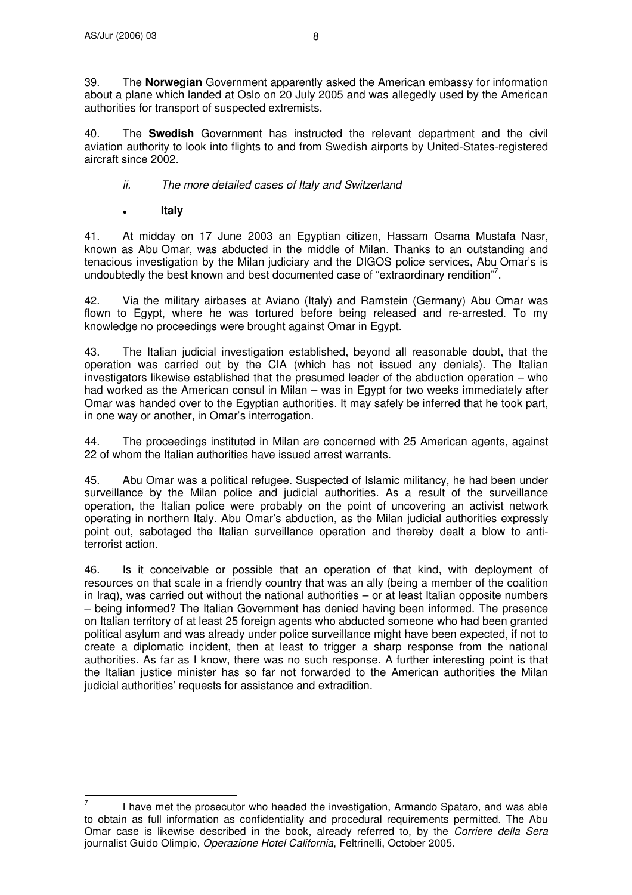39. The **Norwegian** Government apparently asked the American embassy for information about a plane which landed at Oslo on 20 July 2005 and was allegedly used by the American authorities for transport of suspected extremists.

40. The **Swedish** Government has instructed the relevant department and the civil aviation authority to look into flights to and from Swedish airports by United-States-registered aircraft since 2002.

*ii. The more detailed cases of Italy and Switzerland*

- **Italy**

41. At midday on 17 June 2003 an Egyptian citizen, Hassam Osama Mustafa Nasr, known as Abu Omar, was abducted in the middle of Milan. Thanks to an outstanding and tenacious investigation by the Milan judiciary and the DIGOS police services, Abu Omar's is undoubtedly the best known and best documented case of "extraordinary rendition"[7].

42. Via the military airbases at Aviano (Italy) and Ramstein (Germany) Abu Omar was flown to Egypt, where he was tortured before being released and re-arrested. To my knowledge no proceedings were brought against Omar in Egypt.

43. The Italian judicial investigation established, beyond all reasonable doubt, that the operation was carried out by the CIA (which has not issued any denials). The Italian investigators likewise established that the presumed leader of the abduction operation – who had worked as the American consul in Milan – was in Egypt for two weeks immediately after Omar was handed over to the Egyptian authorities. It may safely be inferred that he took part, in one way or another, in Omar's interrogation.

44. The proceedings instituted in Milan are concerned with 25 American agents, against 22 of whom the Italian authorities have issued arrest warrants.

45. Abu Omar was a political refugee. Suspected of Islamic militancy, he had been under surveillance by the Milan police and judicial authorities. As a result of the surveillance operation, the Italian police were probably on the point of uncovering an activist network operating in northern Italy. Abu Omar's abduction, as the Milan judicial authorities expressly point out, sabotaged the Italian surveillance operation and thereby dealt a blow to anti-terrorist action.

46. Is it conceivable or possible that an operation of that kind, with deployment of resources on that scale in a friendly country that was an ally (being a member of the coalition in Iraq), was carried out without the national authorities – or at least Italian opposite numbers – being informed? The Italian Government has denied having been informed. The presence on Italian territory of at least 25 foreign agents who abducted someone who had been granted political asylum and was already under police surveillance might have been expected, if not to create a diplomatic incident, then at least to trigger a sharp response from the national authorities. As far as I know, there was no such response. A further interesting point is that the Italian justice minister has so far not forwarded to the American authorities the Milan judicial authorities' requests for assistance and extradition.

---

[7] I have met the prosecutor who headed the investigation, Armando Spataro, and was able to obtain as full information as confidentiality and procedural requirements permitted. The Abu Omar case is likewise described in the book, already referred to, by the *Corriere della Sera* journalist Guido Olimpio, *Operazione Hotel California*, Feltrinelli, October 2005.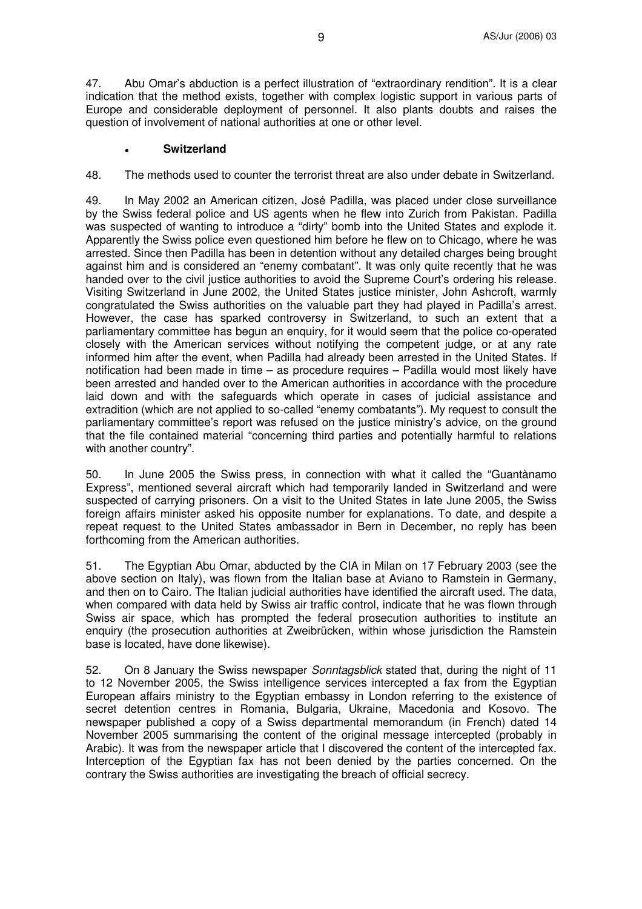47. Abu Omar's abduction is a perfect illustration of "extraordinary rendition". It is a clear indication that the method exists, together with complex logistic support in various parts of Europe and considerable deployment of personnel. It also plants doubts and raises the question of involvement of national authorities at one or other level.

- **Switzerland**

48. The methods used to counter the terrorist threat are also under debate in Switzerland.

49. In May 2002 an American citizen, José Padilla, was placed under close surveillance by the Swiss federal police and US agents when he flew into Zurich from Pakistan. Padilla was suspected of wanting to introduce a "dirty" bomb into the United States and explode it. Apparently the Swiss police even questioned him before he flew on to Chicago, where he was arrested. Since then Padilla has been in detention without any detailed charges being brought against him and is considered an "enemy combatant". It was only quite recently that he was handed over to the civil justice authorities to avoid the Supreme Court's ordering his release. Visiting Switzerland in June 2002, the United States justice minister, John Ashcroft, warmly congratulated the Swiss authorities on the valuable part they had played in Padilla's arrest. However, the case has sparked controversy in Switzerland, to such an extent that a parliamentary committee has begun an enquiry, for it would seem that the police co-operated closely with the American services without notifying the competent judge, or at any rate informed him after the event, when Padilla had already been arrested in the United States. If notification had been made in time – as procedure requires – Padilla would most likely have been arrested and handed over to the American authorities in accordance with the procedure laid down and with the safeguards which operate in cases of judicial assistance and extradition (which are not applied to so-called "enemy combatants"). My request to consult the parliamentary committee's report was refused on the justice ministry's advice, on the ground that the file contained material "concerning third parties and potentially harmful to relations with another country".

50. In June 2005 the Swiss press, in connection with what it called the "Guantànamo Express", mentioned several aircraft which had temporarily landed in Switzerland and were suspected of carrying prisoners. On a visit to the United States in late June 2005, the Swiss foreign affairs minister asked his opposite number for explanations. To date, and despite a repeat request to the United States ambassador in Bern in December, no reply has been forthcoming from the American authorities.

51. The Egyptian Abu Omar, abducted by the CIA in Milan on 17 February 2003 (see the above section on Italy), was flown from the Italian base at Aviano to Ramstein in Germany, and then on to Cairo. The Italian judicial authorities have identified the aircraft used. The data, when compared with data held by Swiss air traffic control, indicate that he was flown through Swiss air space, which has prompted the federal prosecution authorities to institute an enquiry (the prosecution authorities at Zweibrücken, within whose jurisdiction the Ramstein base is located, have done likewise).

52. On 8 January the Swiss newspaper *Sonntagsblick* stated that, during the night of 11 to 12 November 2005, the Swiss intelligence services intercepted a fax from the Egyptian European affairs ministry to the Egyptian embassy in London referring to the existence of secret detention centres in Romania, Bulgaria, Ukraine, Macedonia and Kosovo. The newspaper published a copy of a Swiss departmental memorandum (in French) dated 14 November 2005 summarising the content of the original message intercepted (probably in Arabic). It was from the newspaper article that I discovered the content of the intercepted fax. Interception of the Egyptian fax has not been denied by the parties concerned. On the contrary the Swiss authorities are investigating the breach of official secrecy.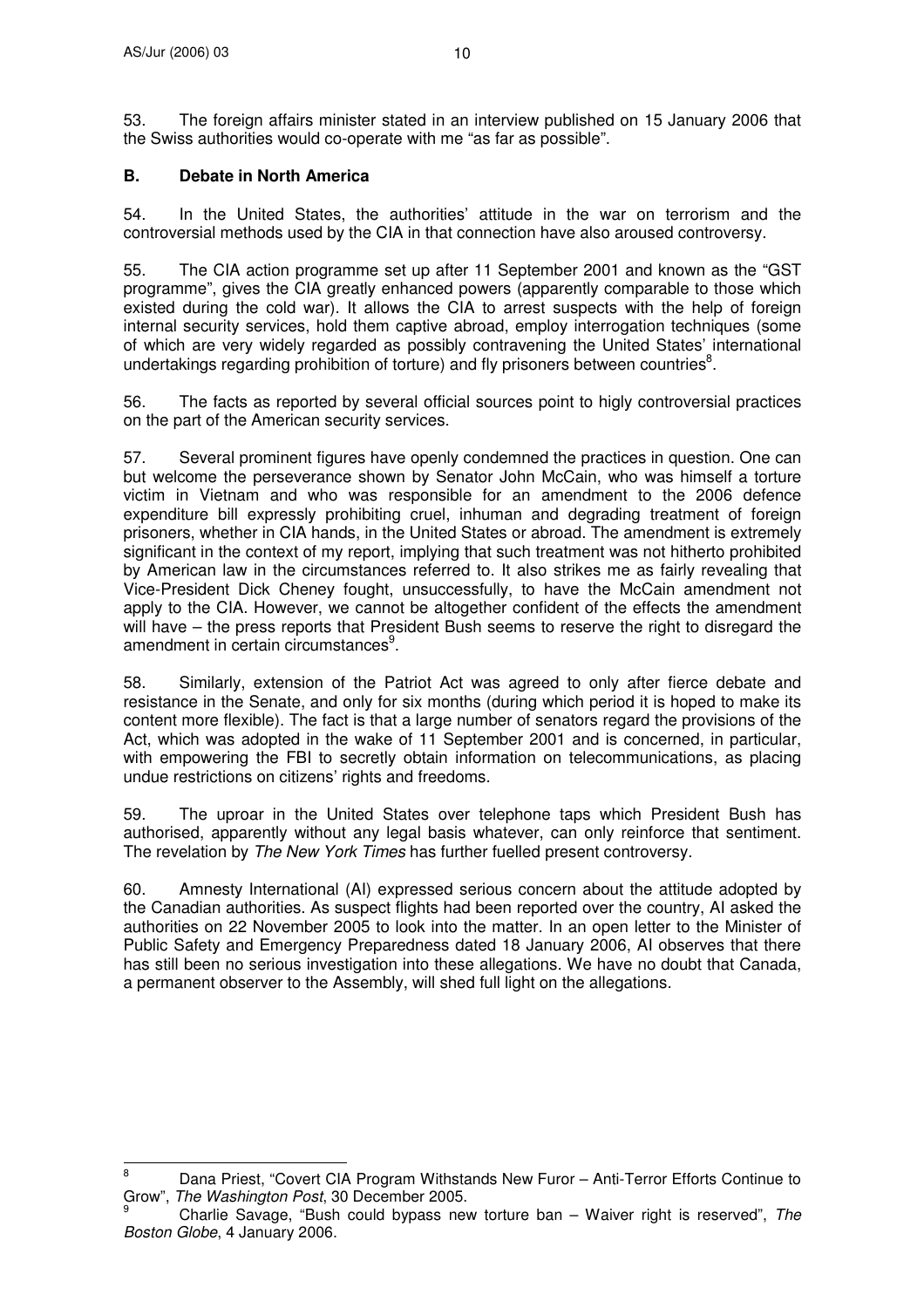53. The foreign affairs minister stated in an interview published on 15 January 2006 that the Swiss authorities would co-operate with me "as far as possible".

### B. Debate in North America

54. In the United States, the authorities' attitude in the war on terrorism and the controversial methods used by the CIA in that connection have also aroused controversy.

55. The CIA action programme set up after 11 September 2001 and known as the "GST programme", gives the CIA greatly enhanced powers (apparently comparable to those which existed during the cold war). It allows the CIA to arrest suspects with the help of foreign internal security services, hold them captive abroad, employ interrogation techniques (some of which are very widely regarded as possibly contravening the United States' international undertakings regarding prohibition of torture) and fly prisoners between countries[8].

56. The facts as reported by several official sources point to higly controversial practices on the part of the American security services.

57. Several prominent figures have openly condemned the practices in question. One can but welcome the perseverance shown by Senator John McCain, who was himself a torture victim in Vietnam and who was responsible for an amendment to the 2006 defence expenditure bill expressly prohibiting cruel, inhuman and degrading treatment of foreign prisoners, whether in CIA hands, in the United States or abroad. The amendment is extremely significant in the context of my report, implying that such treatment was not hitherto prohibited by American law in the circumstances referred to. It also strikes me as fairly revealing that Vice-President Dick Cheney fought, unsuccessfully, to have the McCain amendment not apply to the CIA. However, we cannot be altogether confident of the effects the amendment will have – the press reports that President Bush seems to reserve the right to disregard the amendment in certain circumstances[9].

58. Similarly, extension of the Patriot Act was agreed to only after fierce debate and resistance in the Senate, and only for six months (during which period it is hoped to make its content more flexible). The fact is that a large number of senators regard the provisions of the Act, which was adopted in the wake of 11 September 2001 and is concerned, in particular, with empowering the FBI to secretly obtain information on telecommunications, as placing undue restrictions on citizens' rights and freedoms.

59. The uproar in the United States over telephone taps which President Bush has authorised, apparently without any legal basis whatever, can only reinforce that sentiment. The revelation by *The New York Times* has further fuelled present controversy.

60. Amnesty International (AI) expressed serious concern about the attitude adopted by the Canadian authorities. As suspect flights had been reported over the country, AI asked the authorities on 22 November 2005 to look into the matter. In an open letter to the Minister of Public Safety and Emergency Preparedness dated 18 January 2006, AI observes that there has still been no serious investigation into these allegations. We have no doubt that Canada, a permanent observer to the Assembly, will shed full light on the allegations.

---

[8] Dana Priest, "Covert CIA Program Withstands New Furor – Anti-Terror Efforts Continue to Grow", *The Washington Post*, 30 December 2005.

[9] Charlie Savage, "Bush could bypass new torture ban – Waiver right is reserved", *The Boston Globe*, 4 January 2006.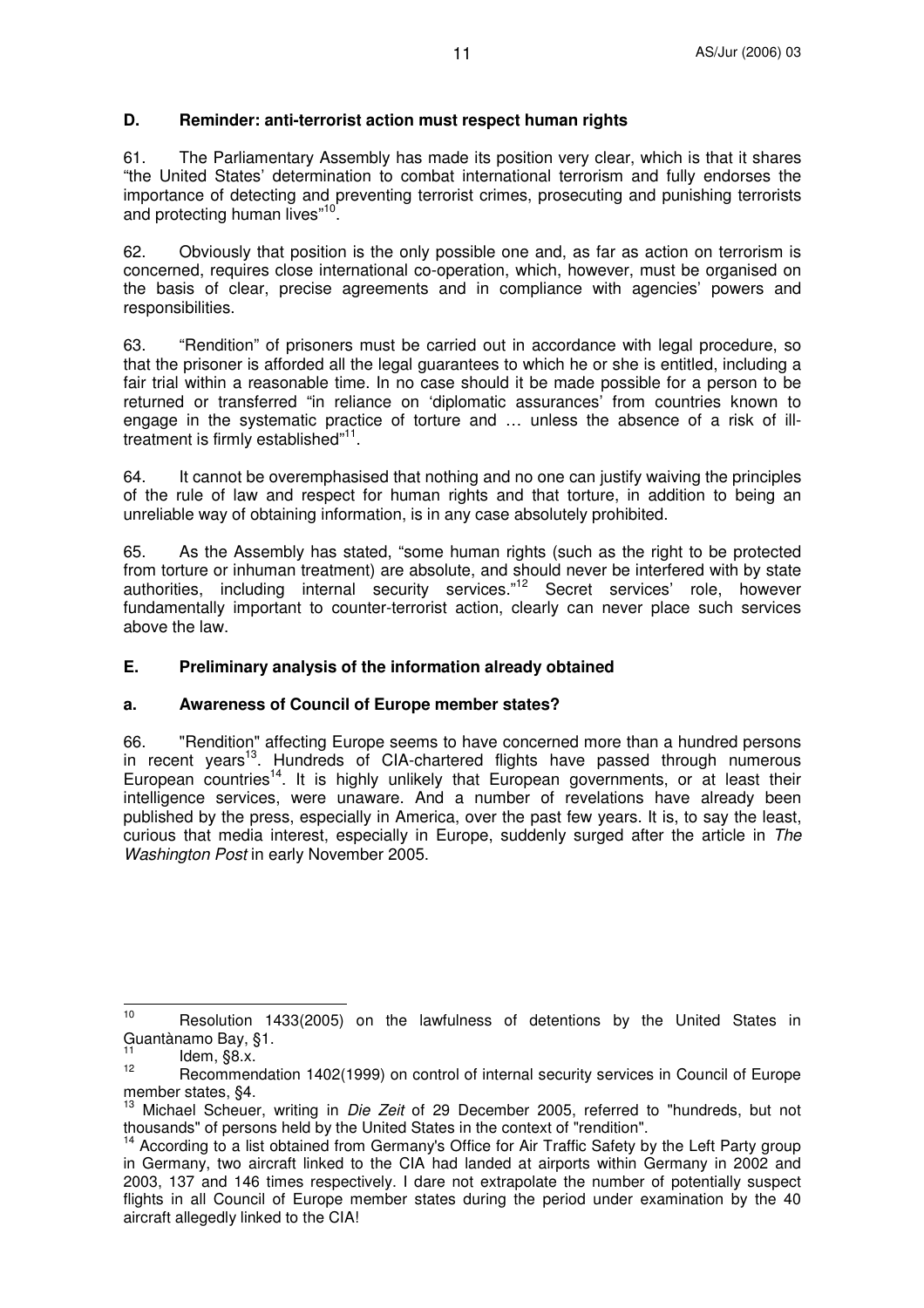### D. Reminder: anti-terrorist action must respect human rights

61. The Parliamentary Assembly has made its position very clear, which is that it shares "the United States' determination to combat international terrorism and fully endorses the importance of detecting and preventing terrorist crimes, prosecuting and punishing terrorists and protecting human lives"[10].

62. Obviously that position is the only possible one and, as far as action on terrorism is concerned, requires close international co-operation, which, however, must be organised on the basis of clear, precise agreements and in compliance with agencies' powers and responsibilities.

63. "Rendition" of prisoners must be carried out in accordance with legal procedure, so that the prisoner is afforded all the legal guarantees to which he or she is entitled, including a fair trial within a reasonable time. In no case should it be made possible for a person to be returned or transferred "in reliance on 'diplomatic assurances' from countries known to engage in the systematic practice of torture and … unless the absence of a risk of ill-treatment is firmly established"[11].

64. It cannot be overemphasised that nothing and no one can justify waiving the principles of the rule of law and respect for human rights and that torture, in addition to being an unreliable way of obtaining information, is in any case absolutely prohibited.

65. As the Assembly has stated, "some human rights (such as the right to be protected from torture or inhuman treatment) are absolute, and should never be interfered with by state authorities, including internal security services."[12] Secret services' role, however fundamentally important to counter-terrorist action, clearly can never place such services above the law.

### E. Preliminary analysis of the information already obtained

#### a. Awareness of Council of Europe member states?

66. "Rendition" affecting Europe seems to have concerned more than a hundred persons in recent years[13]. Hundreds of CIA-chartered flights have passed through numerous European countries[14]. It is highly unlikely that European governments, or at least their intelligence services, were unaware. And a number of revelations have already been published by the press, especially in America, over the past few years. It is, to say the least, curious that media interest, especially in Europe, suddenly surged after the article in *The Washington Post* in early November 2005.

---

[10] Resolution 1433(2005) on the lawfulness of detentions by the United States in Guantànamo Bay, §1.

[11] Idem, §8.x.

[12] Recommendation 1402(1999) on control of internal security services in Council of Europe member states, §4.

[13] Michael Scheuer, writing in *Die Zeit* of 29 December 2005, referred to "hundreds, but not thousands" of persons held by the United States in the context of "rendition".

[14] According to a list obtained from Germany's Office for Air Traffic Safety by the Left Party group in Germany, two aircraft linked to the CIA had landed at airports within Germany in 2002 and 2003, 137 and 146 times respectively. I dare not extrapolate the number of potentially suspect flights in all Council of Europe member states during the period under examination by the 40 aircraft allegedly linked to the CIA!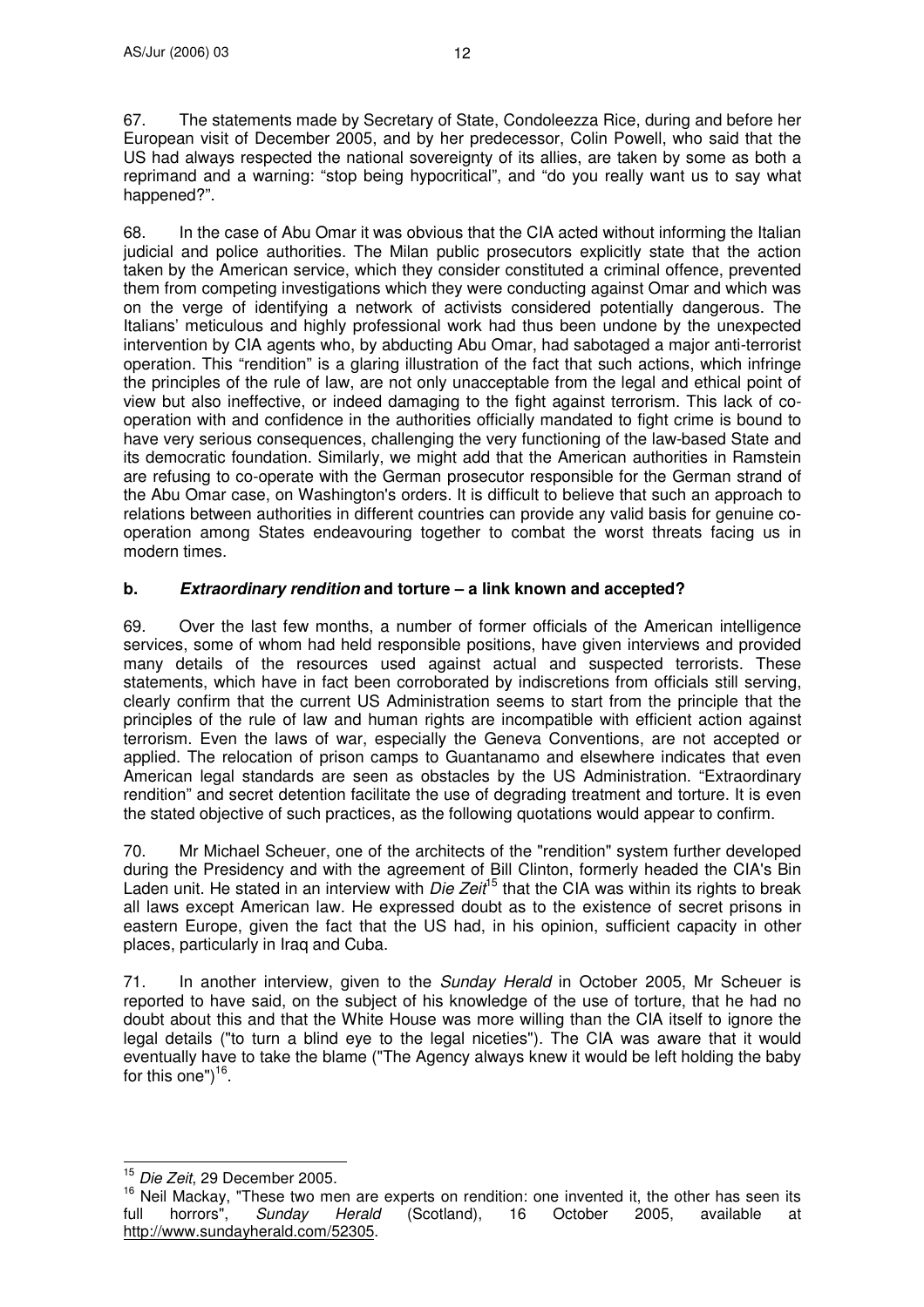67. The statements made by Secretary of State, Condoleezza Rice, during and before her European visit of December 2005, and by her predecessor, Colin Powell, who said that the US had always respected the national sovereignty of its allies, are taken by some as both a reprimand and a warning: "stop being hypocritical", and "do you really want us to say what happened?".

68. In the case of Abu Omar it was obvious that the CIA acted without informing the Italian judicial and police authorities. The Milan public prosecutors explicitly state that the action taken by the American service, which they consider constituted a criminal offence, prevented them from competing investigations which they were conducting against Omar and which was on the verge of identifying a network of activists considered potentially dangerous. The Italians' meticulous and highly professional work had thus been undone by the unexpected intervention by CIA agents who, by abducting Abu Omar, had sabotaged a major anti-terrorist operation. This "rendition" is a glaring illustration of the fact that such actions, which infringe the principles of the rule of law, are not only unacceptable from the legal and ethical point of view but also ineffective, or indeed damaging to the fight against terrorism. This lack of co-operation with and confidence in the authorities officially mandated to fight crime is bound to have very serious consequences, challenging the very functioning of the law-based State and its democratic foundation. Similarly, we might add that the American authorities in Ramstein are refusing to co-operate with the German prosecutor responsible for the German strand of the Abu Omar case, on Washington's orders. It is difficult to believe that such an approach to relations between authorities in different countries can provide any valid basis for genuine co-operation among States endeavouring together to combat the worst threats facing us in modern times.

### b. *Extraordinary rendition* and torture – a link known and accepted?

69. Over the last few months, a number of former officials of the American intelligence services, some of whom had held responsible positions, have given interviews and provided many details of the resources used against actual and suspected terrorists. These statements, which have in fact been corroborated by indiscretions from officials still serving, clearly confirm that the current US Administration seems to start from the principle that the principles of the rule of law and human rights are incompatible with efficient action against terrorism. Even the laws of war, especially the Geneva Conventions, are not accepted or applied. The relocation of prison camps to Guantanamo and elsewhere indicates that even American legal standards are seen as obstacles by the US Administration. "Extraordinary rendition" and secret detention facilitate the use of degrading treatment and torture. It is even the stated objective of such practices, as the following quotations would appear to confirm.

70. Mr Michael Scheuer, one of the architects of the "rendition" system further developed during the Presidency and with the agreement of Bill Clinton, formerly headed the CIA's Bin Laden unit. He stated in an interview with *Die Zeit*[15] that the CIA was within its rights to break all laws except American law. He expressed doubt as to the existence of secret prisons in eastern Europe, given the fact that the US had, in his opinion, sufficient capacity in other places, particularly in Iraq and Cuba.

71. In another interview, given to the *Sunday Herald* in October 2005, Mr Scheuer is reported to have said, on the subject of his knowledge of the use of torture, that he had no doubt about this and that the White House was more willing than the CIA itself to ignore the legal details ("to turn a blind eye to the legal niceties"). The CIA was aware that it would eventually have to take the blame ("The Agency always knew it would be left holding the baby for this one")[16].

---

[15] *Die Zeit*, 29 December 2005.

[16] Neil Mackay, "These two men are experts on rendition: one invented it, the other has seen its full horrors", *Sunday Herald* (Scotland), 16 October 2005, available at http://www.sundayherald.com/52305.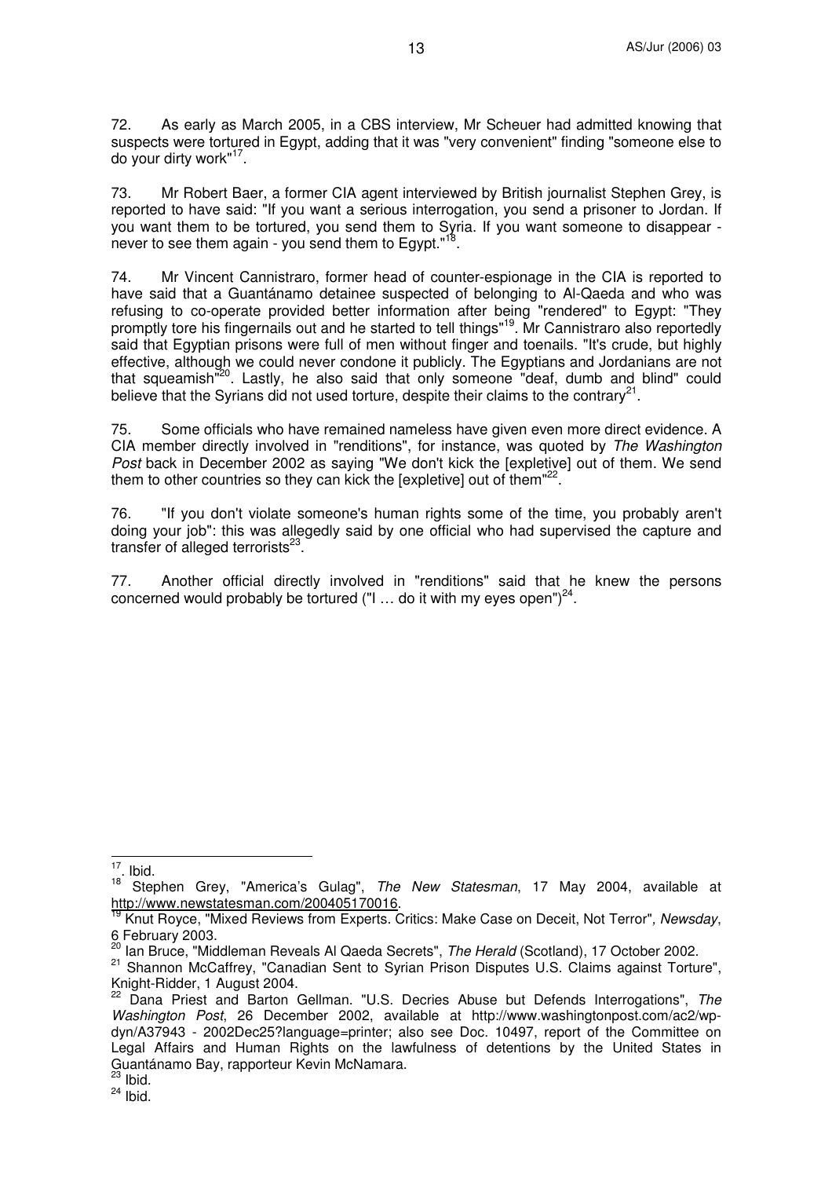72. As early as March 2005, in a CBS interview, Mr Scheuer had admitted knowing that suspects were tortured in Egypt, adding that it was "very convenient" finding "someone else to do your dirty work"[17].

73. Mr Robert Baer, a former CIA agent interviewed by British journalist Stephen Grey, is reported to have said: "If you want a serious interrogation, you send a prisoner to Jordan. If you want them to be tortured, you send them to Syria. If you want someone to disappear - never to see them again - you send them to Egypt."[18].

74. Mr Vincent Cannistraro, former head of counter-espionage in the CIA is reported to have said that a Guantánamo detainee suspected of belonging to Al-Qaeda and who was refusing to co-operate provided better information after being "rendered" to Egypt: "They promptly tore his fingernails out and he started to tell things"[19]. Mr Cannistraro also reportedly said that Egyptian prisons were full of men without finger and toenails. "It's crude, but highly effective, although we could never condone it publicly. The Egyptians and Jordanians are not that squeamish"[20]. Lastly, he also said that only someone "deaf, dumb and blind" could believe that the Syrians did not used torture, despite their claims to the contrary[21].

75. Some officials who have remained nameless have given even more direct evidence. A CIA member directly involved in "renditions", for instance, was quoted by *The Washington Post* back in December 2002 as saying "We don't kick the [expletive] out of them. We send them to other countries so they can kick the [expletive] out of them"[22].

76. "If you don't violate someone's human rights some of the time, you probably aren't doing your job": this was allegedly said by one official who had supervised the capture and transfer of alleged terrorists[23].

77. Another official directly involved in "renditions" said that he knew the persons concerned would probably be tortured ("I … do it with my eyes open")[24].

---

[17]. Ibid.

[18] Stephen Grey, "America's Gulag", *The New Statesman*, 17 May 2004, available at http://www.newstatesman.com/200405170016.

[19] Knut Royce, "Mixed Reviews from Experts. Critics: Make Case on Deceit, Not Terror", *Newsday*, 6 February 2003.

[20] Ian Bruce, "Middleman Reveals Al Qaeda Secrets", *The Herald* (Scotland), 17 October 2002.

[21] Shannon McCaffrey, "Canadian Sent to Syrian Prison Disputes U.S. Claims against Torture", Knight-Ridder, 1 August 2004.

[22] Dana Priest and Barton Gellman. "U.S. Decries Abuse but Defends Interrogations", *The Washington Post*, 26 December 2002, available at http://www.washingtonpost.com/ac2/wp-dyn/A37943 - 2002Dec25?language=printer; also see Doc. 10497, report of the Committee on Legal Affairs and Human Rights on the lawfulness of detentions by the United States in Guantánamo Bay, rapporteur Kevin McNamara.

[23] Ibid.

[24] Ibid.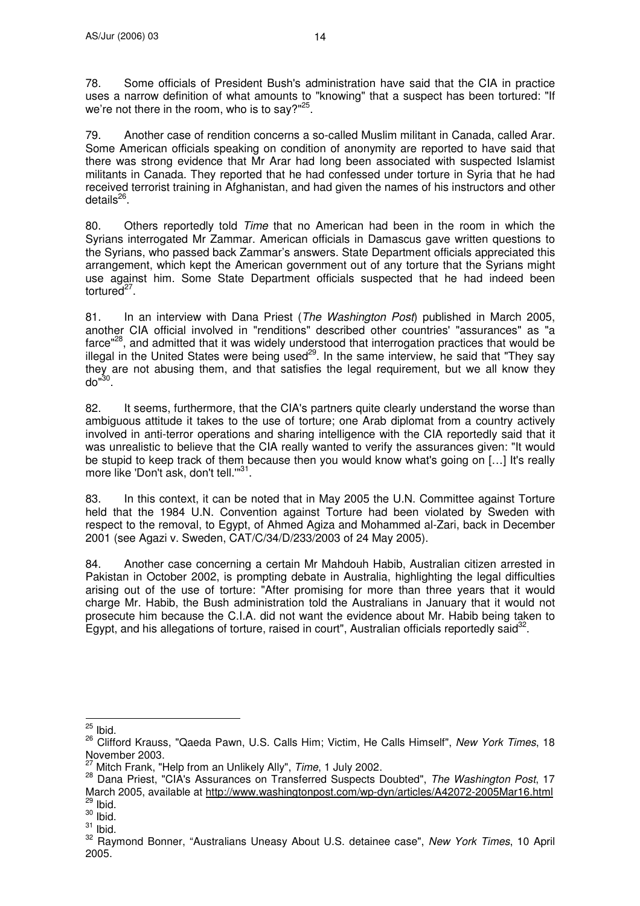78. Some officials of President Bush's administration have said that the CIA in practice uses a narrow definition of what amounts to "knowing" that a suspect has been tortured: "If we're not there in the room, who is to say?"[25].

79. Another case of rendition concerns a so-called Muslim militant in Canada, called Arar. Some American officials speaking on condition of anonymity are reported to have said that there was strong evidence that Mr Arar had long been associated with suspected Islamist militants in Canada. They reported that he had confessed under torture in Syria that he had received terrorist training in Afghanistan, and had given the names of his instructors and other details[26].

80. Others reportedly told *Time* that no American had been in the room in which the Syrians interrogated Mr Zammar. American officials in Damascus gave written questions to the Syrians, who passed back Zammar's answers. State Department officials appreciated this arrangement, which kept the American government out of any torture that the Syrians might use against him. Some State Department officials suspected that he had indeed been tortured[27].

81. In an interview with Dana Priest (*The Washington Post*) published in March 2005, another CIA official involved in "renditions" described other countries' "assurances" as "a farce"[28], and admitted that it was widely understood that interrogation practices that would be illegal in the United States were being used[29]. In the same interview, he said that "They say they are not abusing them, and that satisfies the legal requirement, but we all know they do"[30].

82. It seems, furthermore, that the CIA's partners quite clearly understand the worse than ambiguous attitude it takes to the use of torture; one Arab diplomat from a country actively involved in anti-terror operations and sharing intelligence with the CIA reportedly said that it was unrealistic to believe that the CIA really wanted to verify the assurances given: "It would be stupid to keep track of them because then you would know what's going on […] It's really more like 'Don't ask, don't tell.'"[31].

83. In this context, it can be noted that in May 2005 the U.N. Committee against Torture held that the 1984 U.N. Convention against Torture had been violated by Sweden with respect to the removal, to Egypt, of Ahmed Agiza and Mohammed al-Zari, back in December 2001 (see Agazi v. Sweden, CAT/C/34/D/233/2003 of 24 May 2005).

84. Another case concerning a certain Mr Mahdouh Habib, Australian citizen arrested in Pakistan in October 2002, is prompting debate in Australia, highlighting the legal difficulties arising out of the use of torture: "After promising for more than three years that it would charge Mr. Habib, the Bush administration told the Australians in January that it would not prosecute him because the C.I.A. did not want the evidence about Mr. Habib being taken to Egypt, and his allegations of torture, raised in court", Australian officials reportedly said[32].

---

[25] Ibid.

[26] Clifford Krauss, "Qaeda Pawn, U.S. Calls Him; Victim, He Calls Himself", *New York Times*, 18 November 2003.

[27] Mitch Frank, "Help from an Unlikely Ally", *Time*, 1 July 2002.

[28] Dana Priest, "CIA's Assurances on Transferred Suspects Doubted", *The Washington Post*, 17 March 2005, available at http://www.washingtonpost.com/wp-dyn/articles/A42072-2005Mar16.html

[29] Ibid.

[30] Ibid.

[31] Ibid.

[32] Raymond Bonner, "Australians Uneasy About U.S. detainee case", *New York Times*, 10 April 2005.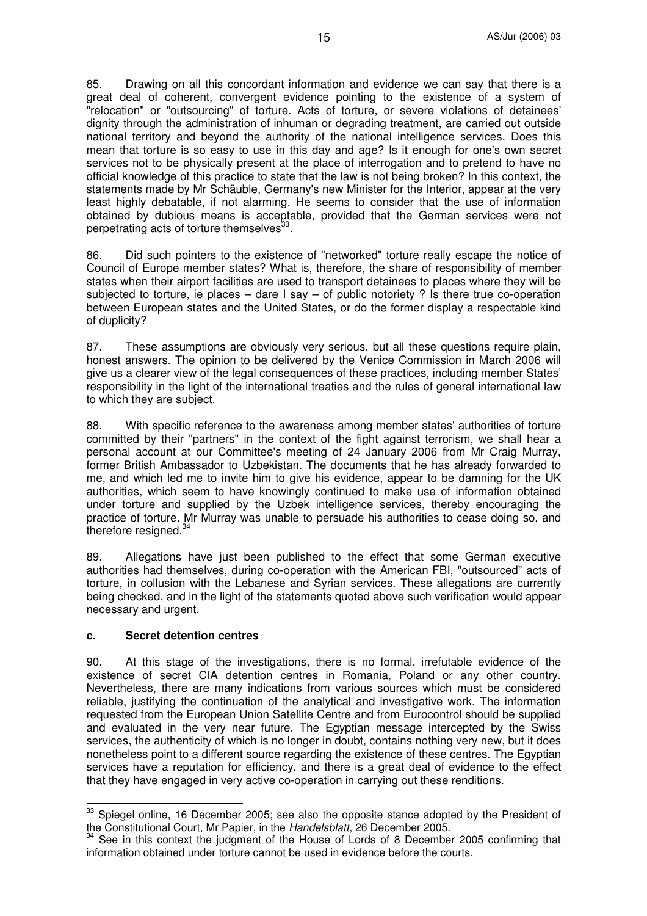85. Drawing on all this concordant information and evidence we can say that there is a great deal of coherent, convergent evidence pointing to the existence of a system of "relocation" or "outsourcing" of torture. Acts of torture, or severe violations of detainees' dignity through the administration of inhuman or degrading treatment, are carried out outside national territory and beyond the authority of the national intelligence services. Does this mean that torture is so easy to use in this day and age? Is it enough for one's own secret services not to be physically present at the place of interrogation and to pretend to have no official knowledge of this practice to state that the law is not being broken? In this context, the statements made by Mr Schäuble, Germany's new Minister for the Interior, appear at the very least highly debatable, if not alarming. He seems to consider that the use of information obtained by dubious means is acceptable, provided that the German services were not perpetrating acts of torture themselves[33].

86. Did such pointers to the existence of "networked" torture really escape the notice of Council of Europe member states? What is, therefore, the share of responsibility of member states when their airport facilities are used to transport detainees to places where they will be subjected to torture, ie places – dare I say – of public notoriety ? Is there true co-operation between European states and the United States, or do the former display a respectable kind of duplicity?

87. These assumptions are obviously very serious, but all these questions require plain, honest answers. The opinion to be delivered by the Venice Commission in March 2006 will give us a clearer view of the legal consequences of these practices, including member States' responsibility in the light of the international treaties and the rules of general international law to which they are subject.

88. With specific reference to the awareness among member states' authorities of torture committed by their "partners" in the context of the fight against terrorism, we shall hear a personal account at our Committee's meeting of 24 January 2006 from Mr Craig Murray, former British Ambassador to Uzbekistan. The documents that he has already forwarded to me, and which led me to invite him to give his evidence, appear to be damning for the UK authorities, which seem to have knowingly continued to make use of information obtained under torture and supplied by the Uzbek intelligence services, thereby encouraging the practice of torture. Mr Murray was unable to persuade his authorities to cease doing so, and therefore resigned.[34]

89. Allegations have just been published to the effect that some German executive authorities had themselves, during co-operation with the American FBI, "outsourced" acts of torture, in collusion with the Lebanese and Syrian services. These allegations are currently being checked, and in the light of the statements quoted above such verification would appear necessary and urgent.

### c. Secret detention centres

90. At this stage of the investigations, there is no formal, irrefutable evidence of the existence of secret CIA detention centres in Romania, Poland or any other country. Nevertheless, there are many indications from various sources which must be considered reliable, justifying the continuation of the analytical and investigative work. The information requested from the European Union Satellite Centre and from Eurocontrol should be supplied and evaluated in the very near future. The Egyptian message intercepted by the Swiss services, the authenticity of which is no longer in doubt, contains nothing very new, but it does nonetheless point to a different source regarding the existence of these centres. The Egyptian services have a reputation for efficiency, and there is a great deal of evidence to the effect that they have engaged in very active co-operation in carrying out these renditions.

---

[33] Spiegel online, 16 December 2005; see also the opposite stance adopted by the President of the Constitutional Court, Mr Papier, in the *Handelsblatt*, 26 December 2005.

[34] See in this context the judgment of the House of Lords of 8 December 2005 confirming that information obtained under torture cannot be used in evidence before the courts.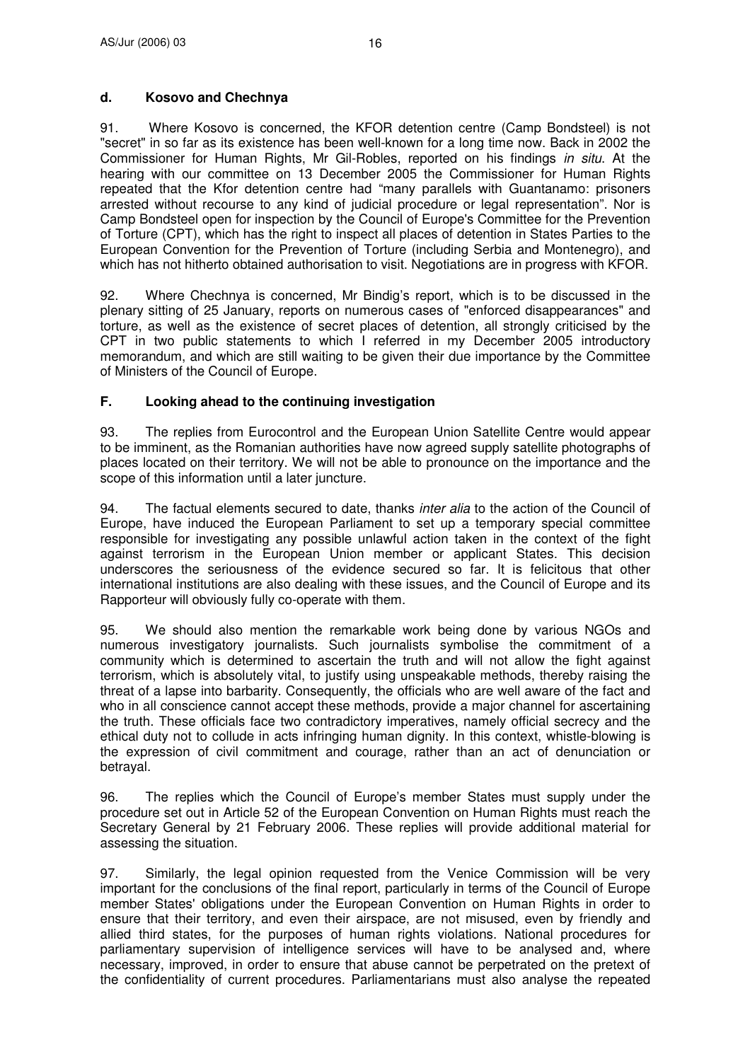### d. Kosovo and Chechnya

91. Where Kosovo is concerned, the KFOR detention centre (Camp Bondsteel) is not "secret" in so far as its existence has been well-known for a long time now. Back in 2002 the Commissioner for Human Rights, Mr Gil-Robles, reported on his findings *in situ*. At the hearing with our committee on 13 December 2005 the Commissioner for Human Rights repeated that the Kfor detention centre had "many parallels with Guantanamo: prisoners arrested without recourse to any kind of judicial procedure or legal representation". Nor is Camp Bondsteel open for inspection by the Council of Europe's Committee for the Prevention of Torture (CPT), which has the right to inspect all places of detention in States Parties to the European Convention for the Prevention of Torture (including Serbia and Montenegro), and which has not hitherto obtained authorisation to visit. Negotiations are in progress with KFOR.

92. Where Chechnya is concerned, Mr Bindig's report, which is to be discussed in the plenary sitting of 25 January, reports on numerous cases of "enforced disappearances" and torture, as well as the existence of secret places of detention, all strongly criticised by the CPT in two public statements to which I referred in my December 2005 introductory memorandum, and which are still waiting to be given their due importance by the Committee of Ministers of the Council of Europe.

## F. Looking ahead to the continuing investigation

93. The replies from Eurocontrol and the European Union Satellite Centre would appear to be imminent, as the Romanian authorities have now agreed supply satellite photographs of places located on their territory. We will not be able to pronounce on the importance and the scope of this information until a later juncture.

94. The factual elements secured to date, thanks *inter alia* to the action of the Council of Europe, have induced the European Parliament to set up a temporary special committee responsible for investigating any possible unlawful action taken in the context of the fight against terrorism in the European Union member or applicant States. This decision underscores the seriousness of the evidence secured so far. It is felicitous that other international institutions are also dealing with these issues, and the Council of Europe and its Rapporteur will obviously fully co-operate with them.

95. We should also mention the remarkable work being done by various NGOs and numerous investigatory journalists. Such journalists symbolise the commitment of a community which is determined to ascertain the truth and will not allow the fight against terrorism, which is absolutely vital, to justify using unspeakable methods, thereby raising the threat of a lapse into barbarity. Consequently, the officials who are well aware of the fact and who in all conscience cannot accept these methods, provide a major channel for ascertaining the truth. These officials face two contradictory imperatives, namely official secrecy and the ethical duty not to collude in acts infringing human dignity. In this context, whistle-blowing is the expression of civil commitment and courage, rather than an act of denunciation or betrayal.

96. The replies which the Council of Europe's member States must supply under the procedure set out in Article 52 of the European Convention on Human Rights must reach the Secretary General by 21 February 2006. These replies will provide additional material for assessing the situation.

97. Similarly, the legal opinion requested from the Venice Commission will be very important for the conclusions of the final report, particularly in terms of the Council of Europe member States' obligations under the European Convention on Human Rights in order to ensure that their territory, and even their airspace, are not misused, even by friendly and allied third states, for the purposes of human rights violations. National procedures for parliamentary supervision of intelligence services will have to be analysed and, where necessary, improved, in order to ensure that abuse cannot be perpetrated on the pretext of the confidentiality of current procedures. Parliamentarians must also analyse the repeated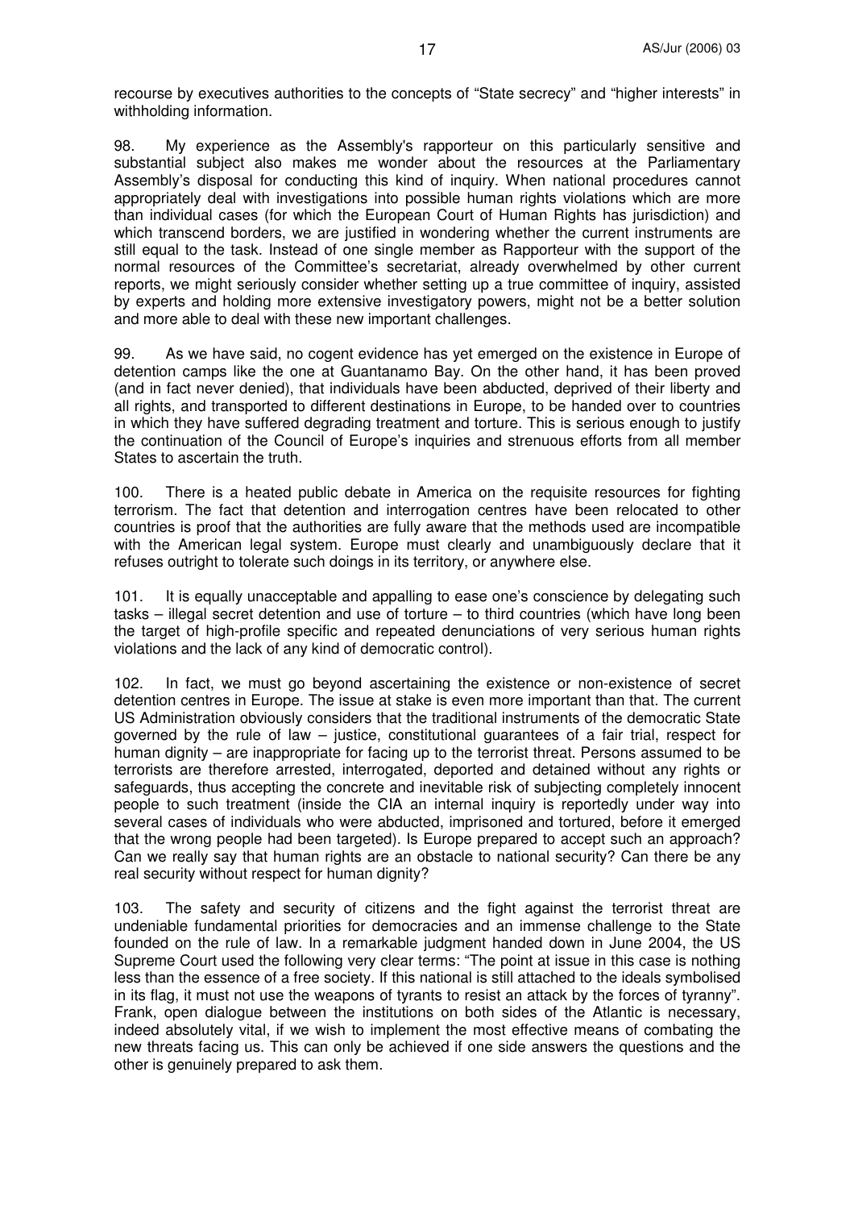recourse by executives authorities to the concepts of "State secrecy" and "higher interests" in withholding information.

98. My experience as the Assembly's rapporteur on this particularly sensitive and substantial subject also makes me wonder about the resources at the Parliamentary Assembly's disposal for conducting this kind of inquiry. When national procedures cannot appropriately deal with investigations into possible human rights violations which are more than individual cases (for which the European Court of Human Rights has jurisdiction) and which transcend borders, we are justified in wondering whether the current instruments are still equal to the task. Instead of one single member as Rapporteur with the support of the normal resources of the Committee's secretariat, already overwhelmed by other current reports, we might seriously consider whether setting up a true committee of inquiry, assisted by experts and holding more extensive investigatory powers, might not be a better solution and more able to deal with these new important challenges.

99. As we have said, no cogent evidence has yet emerged on the existence in Europe of detention camps like the one at Guantanamo Bay. On the other hand, it has been proved (and in fact never denied), that individuals have been abducted, deprived of their liberty and all rights, and transported to different destinations in Europe, to be handed over to countries in which they have suffered degrading treatment and torture. This is serious enough to justify the continuation of the Council of Europe's inquiries and strenuous efforts from all member States to ascertain the truth.

100. There is a heated public debate in America on the requisite resources for fighting terrorism. The fact that detention and interrogation centres have been relocated to other countries is proof that the authorities are fully aware that the methods used are incompatible with the American legal system. Europe must clearly and unambiguously declare that it refuses outright to tolerate such doings in its territory, or anywhere else.

101. It is equally unacceptable and appalling to ease one's conscience by delegating such tasks – illegal secret detention and use of torture – to third countries (which have long been the target of high-profile specific and repeated denunciations of very serious human rights violations and the lack of any kind of democratic control).

102. In fact, we must go beyond ascertaining the existence or non-existence of secret detention centres in Europe. The issue at stake is even more important than that. The current US Administration obviously considers that the traditional instruments of the democratic State governed by the rule of law – justice, constitutional guarantees of a fair trial, respect for human dignity – are inappropriate for facing up to the terrorist threat. Persons assumed to be terrorists are therefore arrested, interrogated, deported and detained without any rights or safeguards, thus accepting the concrete and inevitable risk of subjecting completely innocent people to such treatment (inside the CIA an internal inquiry is reportedly under way into several cases of individuals who were abducted, imprisoned and tortured, before it emerged that the wrong people had been targeted). Is Europe prepared to accept such an approach? Can we really say that human rights are an obstacle to national security? Can there be any real security without respect for human dignity?

103. The safety and security of citizens and the fight against the terrorist threat are undeniable fundamental priorities for democracies and an immense challenge to the State founded on the rule of law. In a remarkable judgment handed down in June 2004, the US Supreme Court used the following very clear terms: "The point at issue in this case is nothing less than the essence of a free society. If this national is still attached to the ideals symbolised in its flag, it must not use the weapons of tyrants to resist an attack by the forces of tyranny". Frank, open dialogue between the institutions on both sides of the Atlantic is necessary, indeed absolutely vital, if we wish to implement the most effective means of combating the new threats facing us. This can only be achieved if one side answers the questions and the other is genuinely prepared to ask them.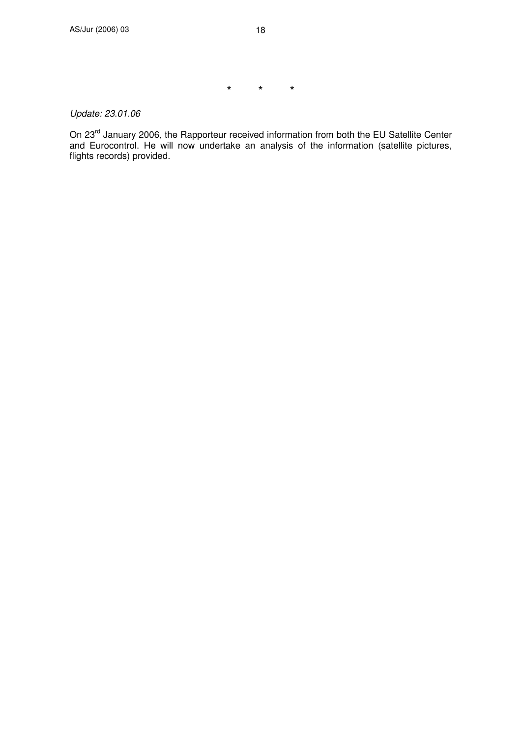*          *          *

*Update: 23.01.06*

On 23rd January 2006, the Rapporteur received information from both the EU Satellite Center and Eurocontrol. He will now undertake an analysis of the information (satellite pictures, flights records) provided.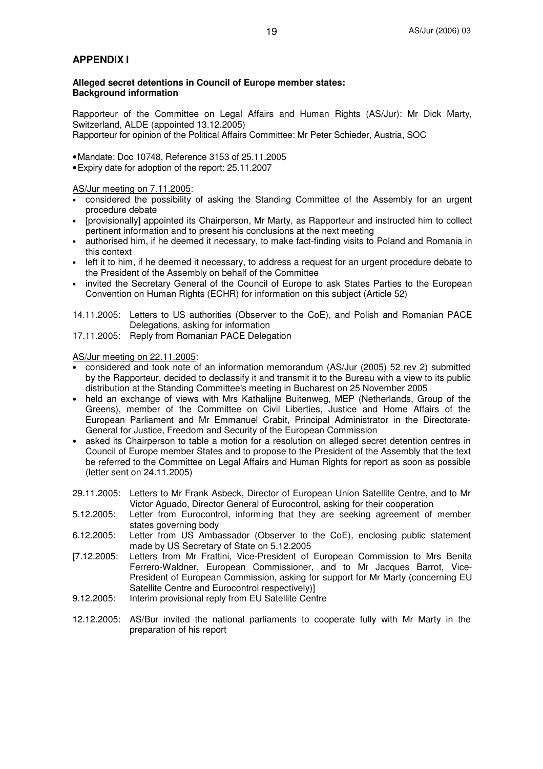## APPENDIX I

**Alleged secret detentions in Council of Europe member states: Background information**

Rapporteur of the Committee on Legal Affairs and Human Rights (AS/Jur): Mr Dick Marty, Switzerland, ALDE (appointed 13.12.2005)
Rapporteur for opinion of the Political Affairs Committee: Mr Peter Schieder, Austria, SOC

- Mandate: Doc 10748, Reference 3153 of 25.11.2005
- Expiry date for adoption of the report: 25.11.2007

<u>AS/Jur meeting on 7.11.2005</u>:

- considered the possibility of asking the Standing Committee of the Assembly for an urgent procedure debate
- [provisionally] appointed its Chairperson, Mr Marty, as Rapporteur and instructed him to collect pertinent information and to present his conclusions at the next meeting
- authorised him, if he deemed it necessary, to make fact-finding visits to Poland and Romania in this context
- left it to him, if he deemed it necessary, to address a request for an urgent procedure debate to the President of the Assembly on behalf of the Committee
- invited the Secretary General of the Council of Europe to ask States Parties to the European Convention on Human Rights (ECHR) for information on this subject (Article 52)

14.11.2005: Letters to US authorities (Observer to the CoE), and Polish and Romanian PACE Delegations, asking for information
17.11.2005: Reply from Romanian PACE Delegation

<u>AS/Jur meeting on 22.11.2005</u>:

- considered and took note of an information memorandum (<u>AS/Jur (2005) 52 rev 2</u>) submitted by the Rapporteur, decided to declassify it and transmit it to the Bureau with a view to its public distribution at the Standing Committee's meeting in Bucharest on 25 November 2005
- held an exchange of views with Mrs Kathalijne Buitenweg, MEP (Netherlands, Group of the Greens), member of the Committee on Civil Liberties, Justice and Home Affairs of the European Parliament and Mr Emmanuel Crabit, Principal Administrator in the Directorate-General for Justice, Freedom and Security of the European Commission
- asked its Chairperson to table a motion for a resolution on alleged secret detention centres in Council of Europe member States and to propose to the President of the Assembly that the text be referred to the Committee on Legal Affairs and Human Rights for report as soon as possible (letter sent on 24.11.2005)

29.11.2005: Letters to Mr Frank Asbeck, Director of European Union Satellite Centre, and to Mr Victor Aguado, Director General of Eurocontrol, asking for their cooperation
5.12.2005: Letter from Eurocontrol, informing that they are seeking agreement of member states governing body
6.12.2005: Letter from US Ambassador (Observer to the CoE), enclosing public statement made by US Secretary of State on 5.12.2005
[7.12.2005: Letters from Mr Frattini, Vice-President of European Commission to Mrs Benita Ferrero-Waldner, European Commissioner, and to Mr Jacques Barrot, Vice-President of European Commission, asking for support for Mr Marty (concerning EU Satellite Centre and Eurocontrol respectively)]
9.12.2005: Interim provisional reply from EU Satellite Centre

12.12.2005: AS/Bur invited the national parliaments to cooperate fully with Mr Marty in the preparation of his report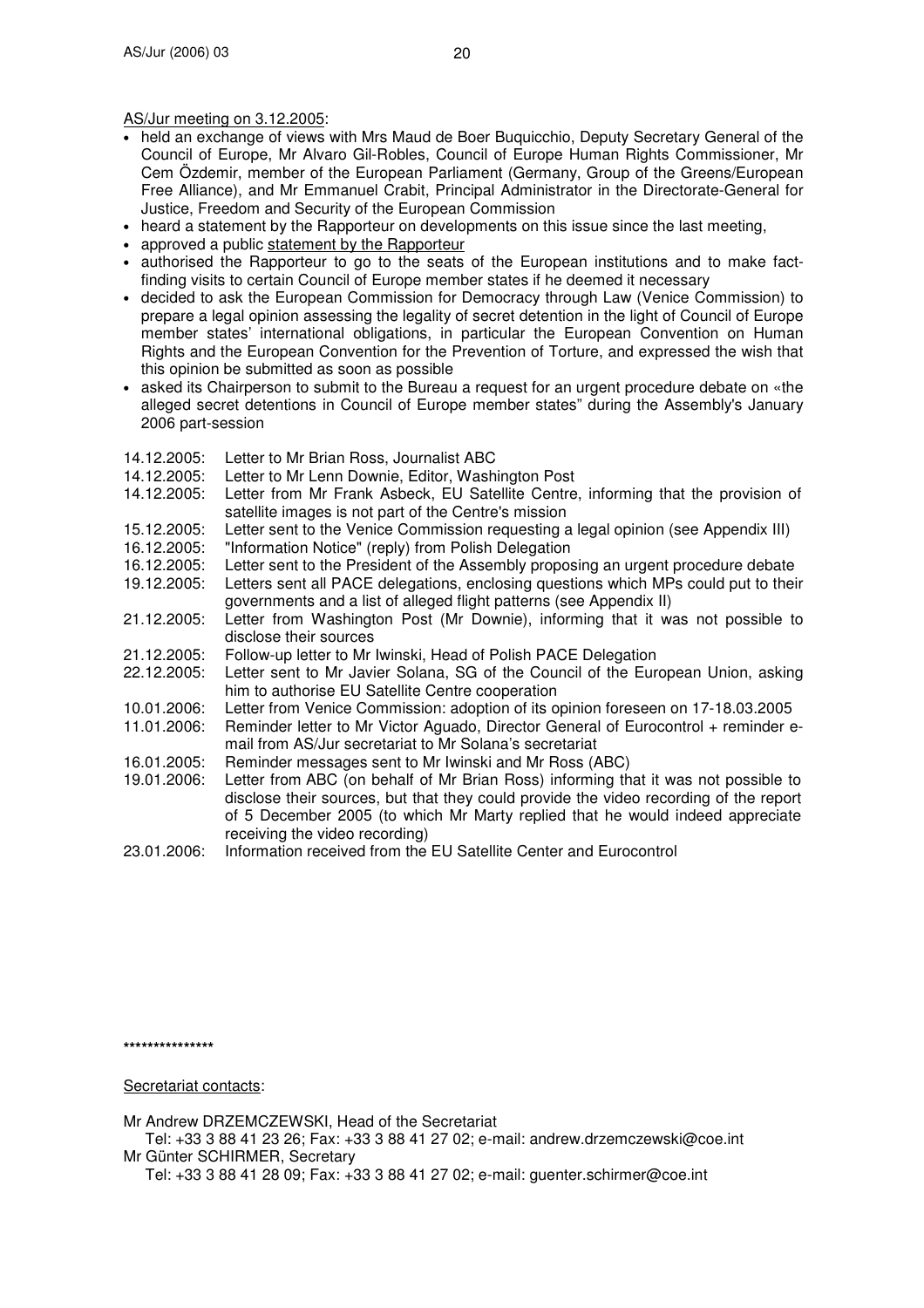AS/Jur meeting on 3.12.2005:

- held an exchange of views with Mrs Maud de Boer Buquicchio, Deputy Secretary General of the Council of Europe, Mr Alvaro Gil-Robles, Council of Europe Human Rights Commissioner, Mr Cem Özdemir, member of the European Parliament (Germany, Group of the Greens/European Free Alliance), and Mr Emmanuel Crabit, Principal Administrator in the Directorate-General for Justice, Freedom and Security of the European Commission
- heard a statement by the Rapporteur on developments on this issue since the last meeting,
- approved a public statement by the Rapporteur
- authorised the Rapporteur to go to the seats of the European institutions and to make fact-finding visits to certain Council of Europe member states if he deemed it necessary
- decided to ask the European Commission for Democracy through Law (Venice Commission) to prepare a legal opinion assessing the legality of secret detention in the light of Council of Europe member states' international obligations, in particular the European Convention on Human Rights and the European Convention for the Prevention of Torture, and expressed the wish that this opinion be submitted as soon as possible
- asked its Chairperson to submit to the Bureau a request for an urgent procedure debate on «the alleged secret detentions in Council of Europe member states" during the Assembly's January 2006 part-session

14.12.2005: Letter to Mr Brian Ross, Journalist ABC  
14.12.2005: Letter to Mr Lenn Downie, Editor, Washington Post  
14.12.2005: Letter from Mr Frank Asbeck, EU Satellite Centre, informing that the provision of satellite images is not part of the Centre's mission  
15.12.2005: Letter sent to the Venice Commission requesting a legal opinion (see Appendix III)  
16.12.2005: "Information Notice" (reply) from Polish Delegation  
16.12.2005: Letter sent to the President of the Assembly proposing an urgent procedure debate  
19.12.2005: Letters sent all PACE delegations, enclosing questions which MPs could put to their governments and a list of alleged flight patterns (see Appendix II)  
21.12.2005: Letter from Washington Post (Mr Downie), informing that it was not possible to disclose their sources  
21.12.2005: Follow-up letter to Mr Iwinski, Head of Polish PACE Delegation  
22.12.2005: Letter sent to Mr Javier Solana, SG of the Council of the European Union, asking him to authorise EU Satellite Centre cooperation  
10.01.2006: Letter from Venice Commission: adoption of its opinion foreseen on 17-18.03.2005  
11.01.2006: Reminder letter to Mr Victor Aguado, Director General of Eurocontrol + reminder e-mail from AS/Jur secretariat to Mr Solana's secretariat  
16.01.2005: Reminder messages sent to Mr Iwinski and Mr Ross (ABC)  
19.01.2006: Letter from ABC (on behalf of Mr Brian Ross) informing that it was not possible to disclose their sources, but that they could provide the video recording of the report of 5 December 2005 (to which Mr Marty replied that he would indeed appreciate receiving the video recording)  
23.01.2006: Information received from the EU Satellite Center and Eurocontrol

***************

Secretariat contacts:

Mr Andrew DRZEMCZEWSKI, Head of the Secretariat  
Tel: +33 3 88 41 23 26; Fax: +33 3 88 41 27 02; e-mail: andrew.drzemczewski@coe.int  
Mr Günter SCHIRMER, Secretary  
Tel: +33 3 88 41 28 09; Fax: +33 3 88 41 27 02; e-mail: guenter.schirmer@coe.int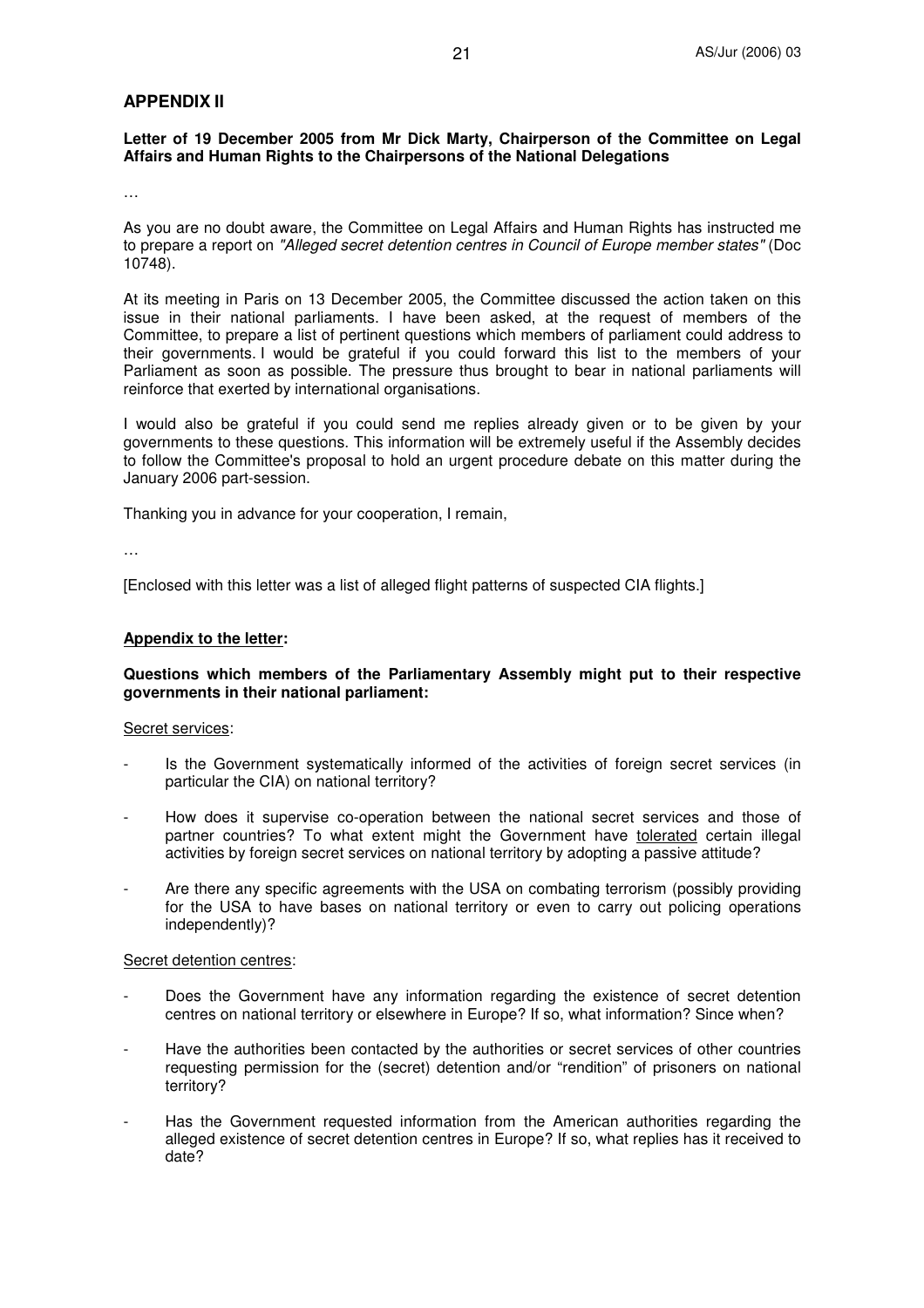## APPENDIX II

**Letter of 19 December 2005 from Mr Dick Marty, Chairperson of the Committee on Legal Affairs and Human Rights to the Chairpersons of the National Delegations**

…

As you are no doubt aware, the Committee on Legal Affairs and Human Rights has instructed me to prepare a report on *"Alleged secret detention centres in Council of Europe member states"* (Doc 10748).

At its meeting in Paris on 13 December 2005, the Committee discussed the action taken on this issue in their national parliaments. I have been asked, at the request of members of the Committee, to prepare a list of pertinent questions which members of parliament could address to their governments. I would be grateful if you could forward this list to the members of your Parliament as soon as possible. The pressure thus brought to bear in national parliaments will reinforce that exerted by international organisations.

I would also be grateful if you could send me replies already given or to be given by your governments to these questions. This information will be extremely useful if the Assembly decides to follow the Committee's proposal to hold an urgent procedure debate on this matter during the January 2006 part-session.

Thanking you in advance for your cooperation, I remain,

…

[Enclosed with this letter was a list of alleged flight patterns of suspected CIA flights.]

**Appendix to the letter:**

**Questions which members of the Parliamentary Assembly might put to their respective governments in their national parliament:**

Secret services:

- Is the Government systematically informed of the activities of foreign secret services (in particular the CIA) on national territory?
- How does it supervise co-operation between the national secret services and those of partner countries? To what extent might the Government have tolerated certain illegal activities by foreign secret services on national territory by adopting a passive attitude?
- Are there any specific agreements with the USA on combating terrorism (possibly providing for the USA to have bases on national territory or even to carry out policing operations independently)?

Secret detention centres:

- Does the Government have any information regarding the existence of secret detention centres on national territory or elsewhere in Europe? If so, what information? Since when?
- Have the authorities been contacted by the authorities or secret services of other countries requesting permission for the (secret) detention and/or "rendition" of prisoners on national territory?
- Has the Government requested information from the American authorities regarding the alleged existence of secret detention centres in Europe? If so, what replies has it received to date?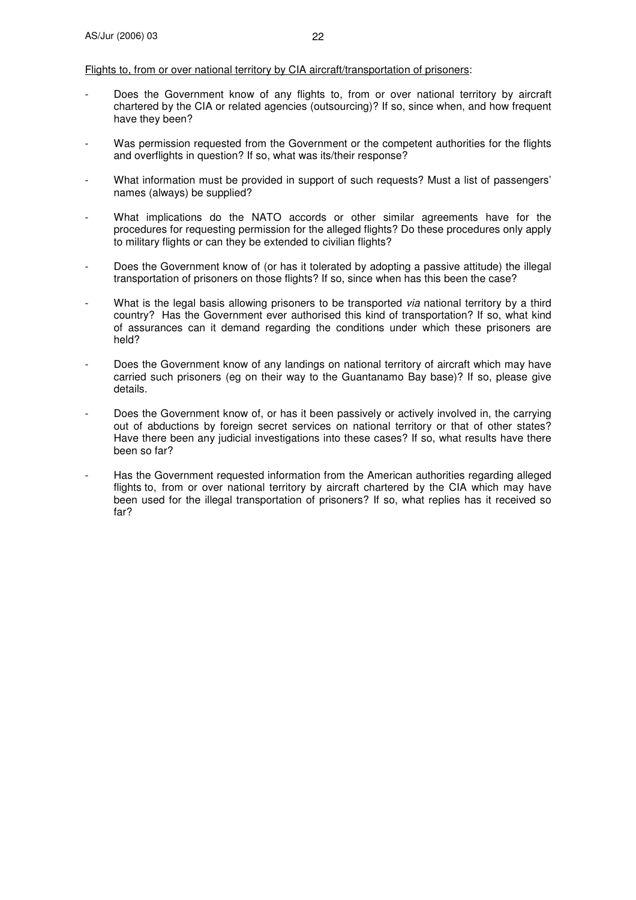<u>Flights to, from or over national territory by CIA aircraft/transportation of prisoners</u>:

- Does the Government know of any flights to, from or over national territory by aircraft chartered by the CIA or related agencies (outsourcing)? If so, since when, and how frequent have they been?
- Was permission requested from the Government or the competent authorities for the flights and overflights in question? If so, what was its/their response?
- What information must be provided in support of such requests? Must a list of passengers' names (always) be supplied?
- What implications do the NATO accords or other similar agreements have for the procedures for requesting permission for the alleged flights? Do these procedures only apply to military flights or can they be extended to civilian flights?
- Does the Government know of (or has it tolerated by adopting a passive attitude) the illegal transportation of prisoners on those flights? If so, since when has this been the case?
- What is the legal basis allowing prisoners to be transported *via* national territory by a third country? Has the Government ever authorised this kind of transportation? If so, what kind of assurances can it demand regarding the conditions under which these prisoners are held?
- Does the Government know of any landings on national territory of aircraft which may have carried such prisoners (eg on their way to the Guantanamo Bay base)? If so, please give details.
- Does the Government know of, or has it been passively or actively involved in, the carrying out of abductions by foreign secret services on national territory or that of other states? Have there been any judicial investigations into these cases? If so, what results have there been so far?
- Has the Government requested information from the American authorities regarding alleged flights to, from or over national territory by aircraft chartered by the CIA which may have been used for the illegal transportation of prisoners? If so, what replies has it received so far?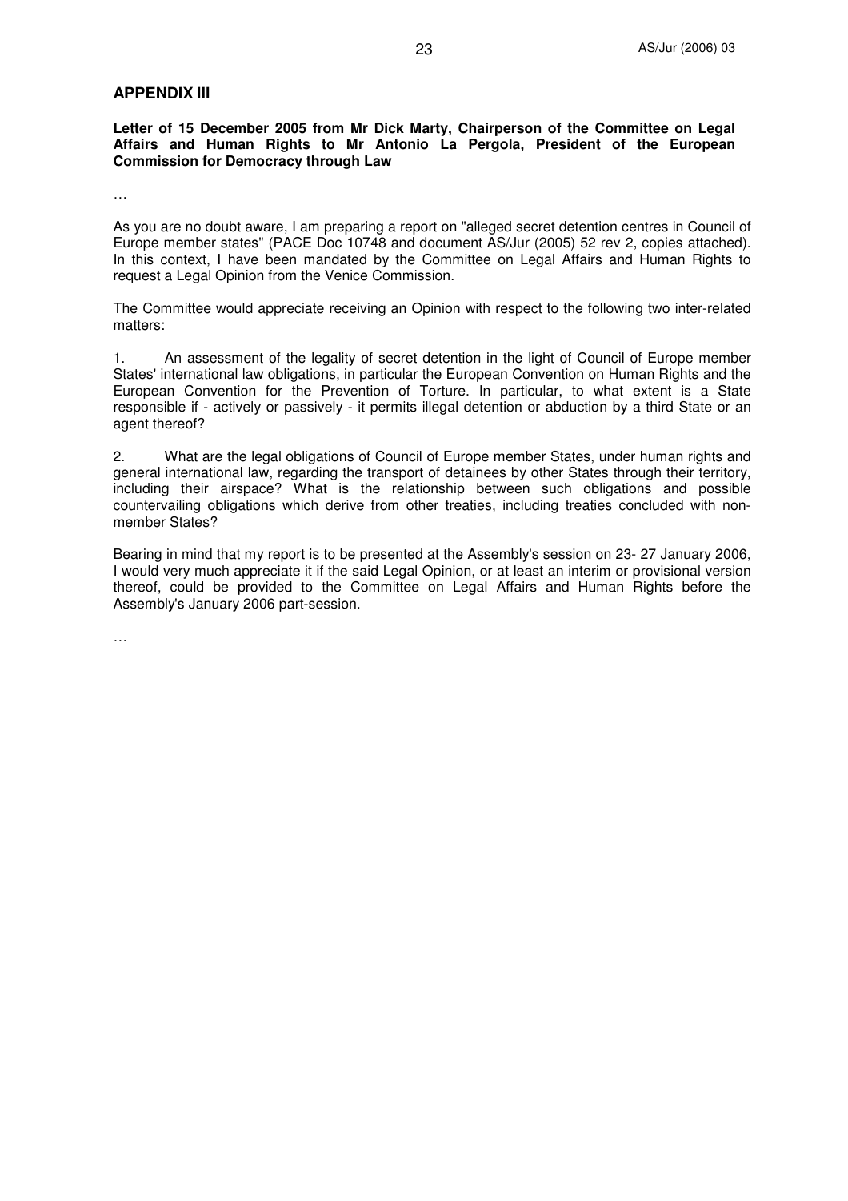## APPENDIX III

**Letter of 15 December 2005 from Mr Dick Marty, Chairperson of the Committee on Legal Affairs and Human Rights to Mr Antonio La Pergola, President of the European Commission for Democracy through Law**

…

As you are no doubt aware, I am preparing a report on "alleged secret detention centres in Council of Europe member states" (PACE Doc 10748 and document AS/Jur (2005) 52 rev 2, copies attached). In this context, I have been mandated by the Committee on Legal Affairs and Human Rights to request a Legal Opinion from the Venice Commission.

The Committee would appreciate receiving an Opinion with respect to the following two inter-related matters:

1. An assessment of the legality of secret detention in the light of Council of Europe member States' international law obligations, in particular the European Convention on Human Rights and the European Convention for the Prevention of Torture. In particular, to what extent is a State responsible if - actively or passively - it permits illegal detention or abduction by a third State or an agent thereof?

2. What are the legal obligations of Council of Europe member States, under human rights and general international law, regarding the transport of detainees by other States through their territory, including their airspace? What is the relationship between such obligations and possible countervailing obligations which derive from other treaties, including treaties concluded with non-member States?

Bearing in mind that my report is to be presented at the Assembly's session on 23- 27 January 2006, I would very much appreciate it if the said Legal Opinion, or at least an interim or provisional version thereof, could be provided to the Committee on Legal Affairs and Human Rights before the Assembly's January 2006 part-session.

…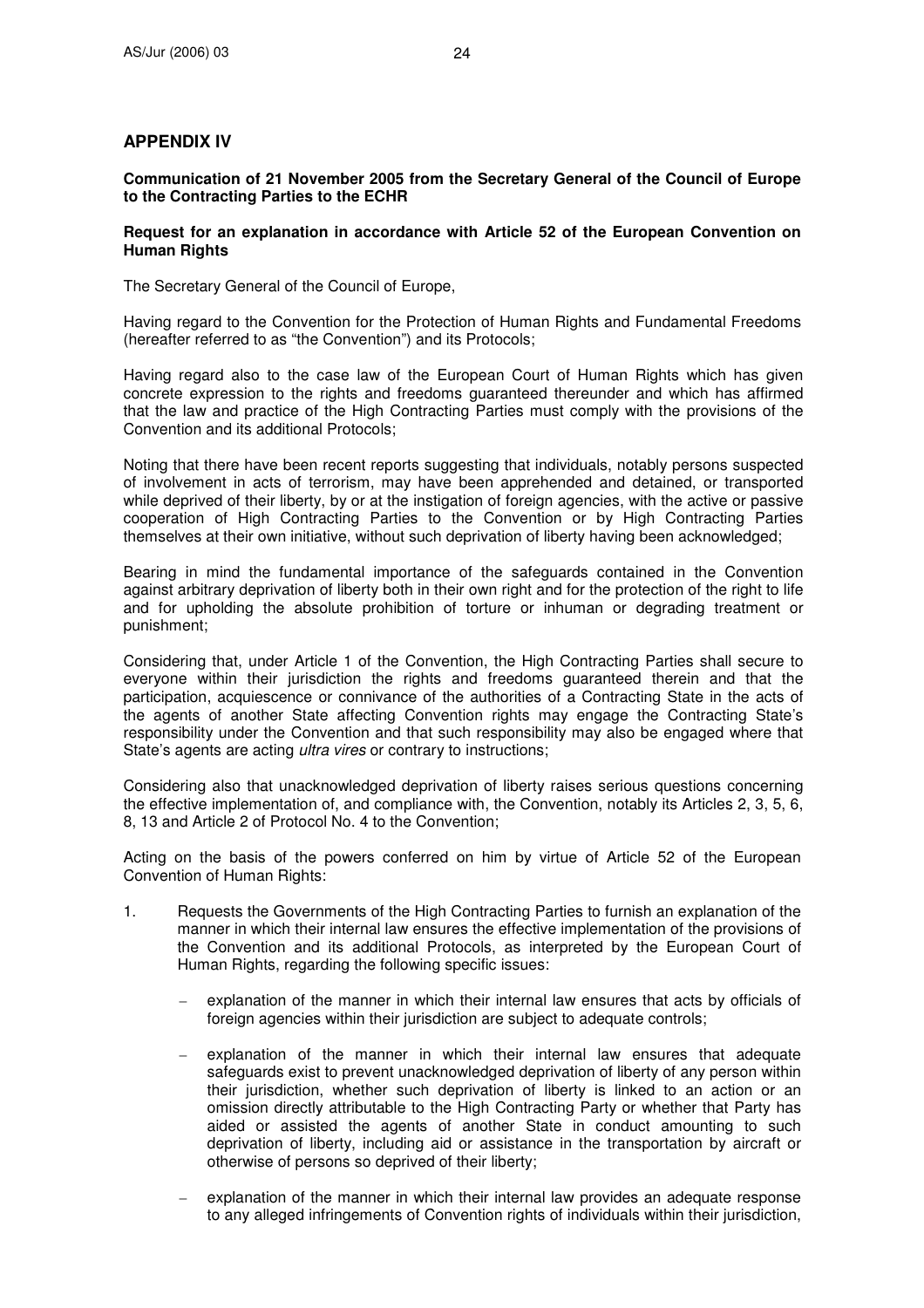## APPENDIX IV

**Communication of 21 November 2005 from the Secretary General of the Council of Europe to the Contracting Parties to the ECHR**

**Request for an explanation in accordance with Article 52 of the European Convention on Human Rights**

The Secretary General of the Council of Europe,

Having regard to the Convention for the Protection of Human Rights and Fundamental Freedoms (hereafter referred to as "the Convention") and its Protocols;

Having regard also to the case law of the European Court of Human Rights which has given concrete expression to the rights and freedoms guaranteed thereunder and which has affirmed that the law and practice of the High Contracting Parties must comply with the provisions of the Convention and its additional Protocols;

Noting that there have been recent reports suggesting that individuals, notably persons suspected of involvement in acts of terrorism, may have been apprehended and detained, or transported while deprived of their liberty, by or at the instigation of foreign agencies, with the active or passive cooperation of High Contracting Parties to the Convention or by High Contracting Parties themselves at their own initiative, without such deprivation of liberty having been acknowledged;

Bearing in mind the fundamental importance of the safeguards contained in the Convention against arbitrary deprivation of liberty both in their own right and for the protection of the right to life and for upholding the absolute prohibition of torture or inhuman or degrading treatment or punishment;

Considering that, under Article 1 of the Convention, the High Contracting Parties shall secure to everyone within their jurisdiction the rights and freedoms guaranteed therein and that the participation, acquiescence or connivance of the authorities of a Contracting State in the acts of the agents of another State affecting Convention rights may engage the Contracting State's responsibility under the Convention and that such responsibility may also be engaged where that State's agents are acting *ultra vires* or contrary to instructions;

Considering also that unacknowledged deprivation of liberty raises serious questions concerning the effective implementation of, and compliance with, the Convention, notably its Articles 2, 3, 5, 6, 8, 13 and Article 2 of Protocol No. 4 to the Convention;

Acting on the basis of the powers conferred on him by virtue of Article 52 of the European Convention of Human Rights:

1. Requests the Governments of the High Contracting Parties to furnish an explanation of the manner in which their internal law ensures the effective implementation of the provisions of the Convention and its additional Protocols, as interpreted by the European Court of Human Rights, regarding the following specific issues:

   - explanation of the manner in which their internal law ensures that acts by officials of foreign agencies within their jurisdiction are subject to adequate controls;

   - explanation of the manner in which their internal law ensures that adequate safeguards exist to prevent unacknowledged deprivation of liberty of any person within their jurisdiction, whether such deprivation of liberty is linked to an action or an omission directly attributable to the High Contracting Party or whether that Party has aided or assisted the agents of another State in conduct amounting to such deprivation of liberty, including aid or assistance in the transportation by aircraft or otherwise of persons so deprived of their liberty;

   - explanation of the manner in which their internal law provides an adequate response to any alleged infringements of Convention rights of individuals within their jurisdiction,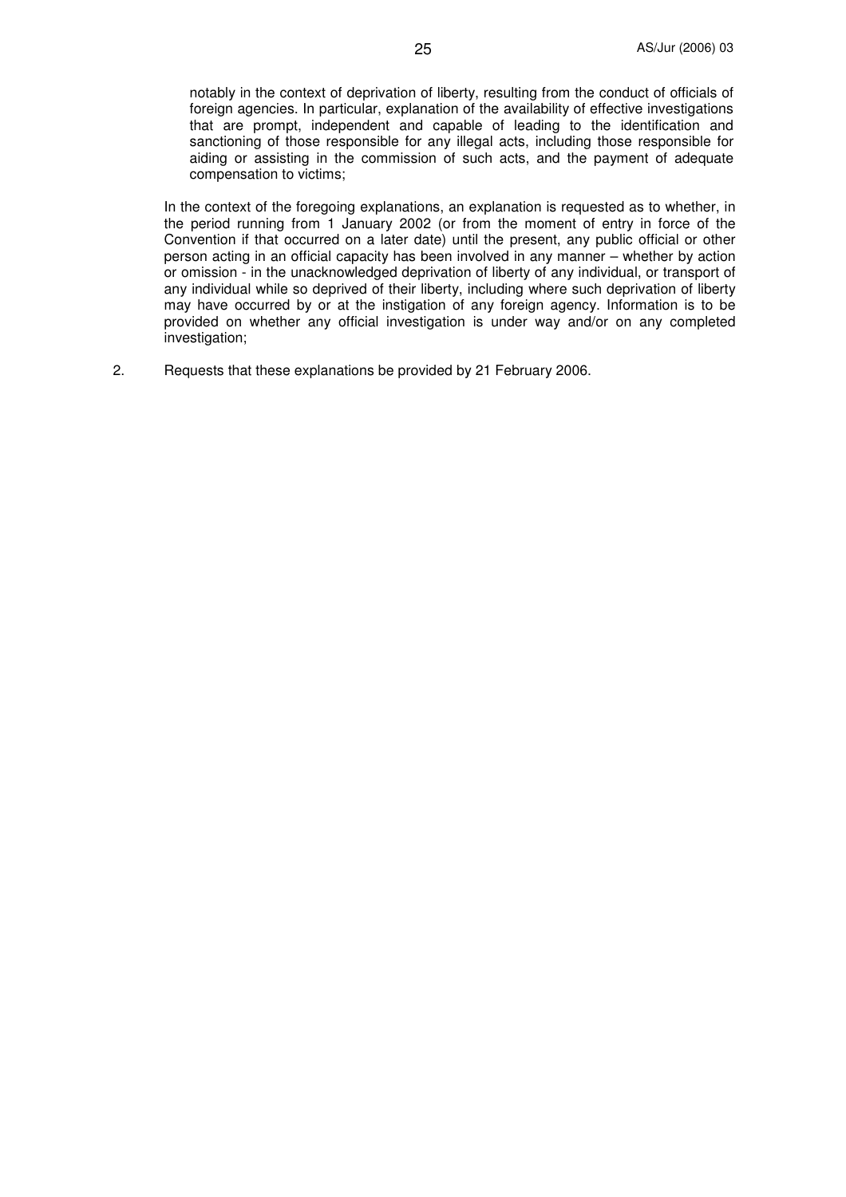notably in the context of deprivation of liberty, resulting from the conduct of officials of foreign agencies. In particular, explanation of the availability of effective investigations that are prompt, independent and capable of leading to the identification and sanctioning of those responsible for any illegal acts, including those responsible for aiding or assisting in the commission of such acts, and the payment of adequate compensation to victims;

In the context of the foregoing explanations, an explanation is requested as to whether, in the period running from 1 January 2002 (or from the moment of entry in force of the Convention if that occurred on a later date) until the present, any public official or other person acting in an official capacity has been involved in any manner – whether by action or omission - in the unacknowledged deprivation of liberty of any individual, or transport of any individual while so deprived of their liberty, including where such deprivation of liberty may have occurred by or at the instigation of any foreign agency. Information is to be provided on whether any official investigation is under way and/or on any completed investigation;

2. Requests that these explanations be provided by 21 February 2006.